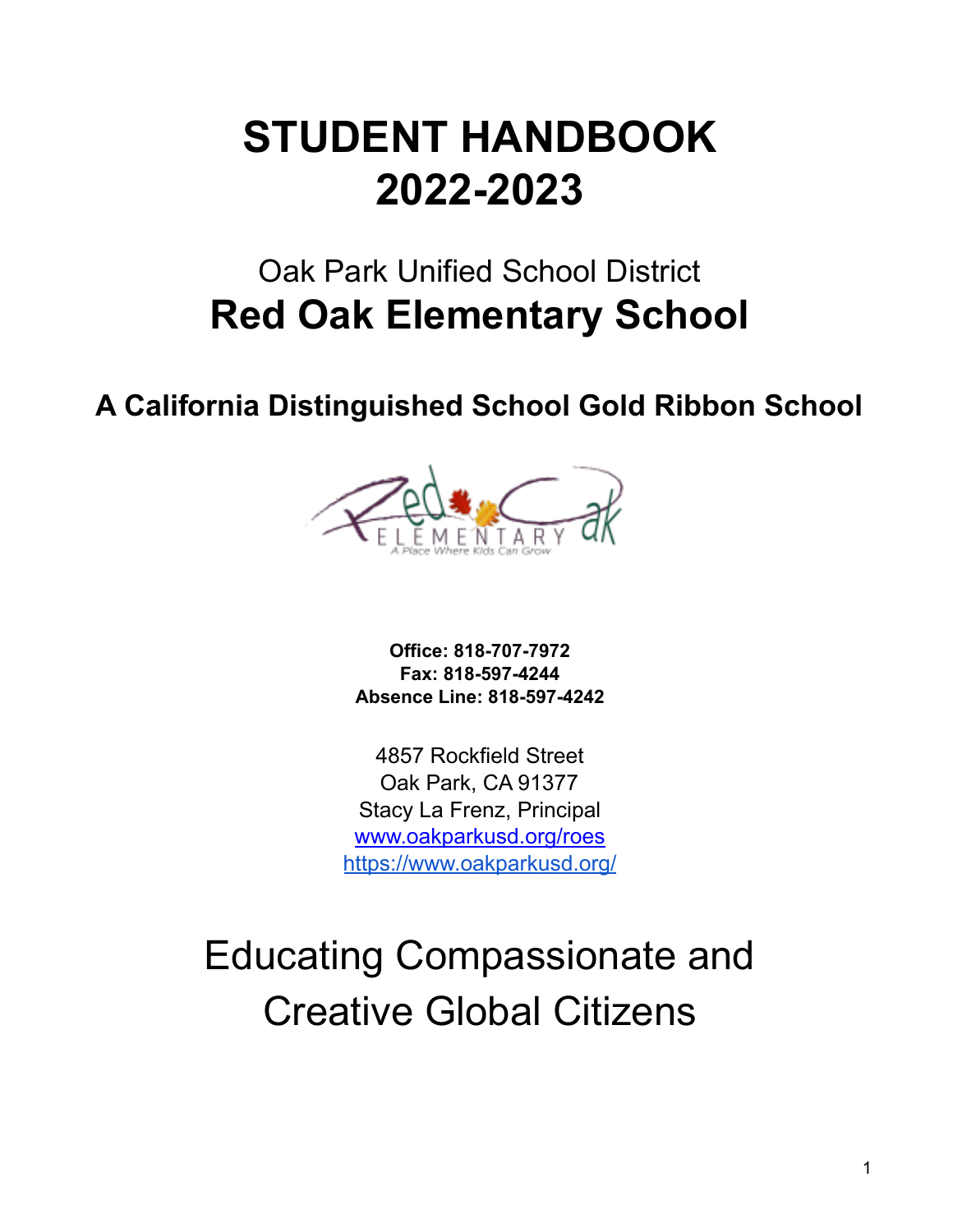# STUDENT HANDBOOK 2022-2023

Oak Park Unified School District

## Red Oak Elementary School

### A California Distinguished School Gold Ribbon School

**Office: 818-707-7972**
**Fax: 818-597-4244**
**Absence Line: 818-597-4242**

4857 Rockfield Street
Oak Park, CA 91377
Stacy La Frenz, Principal
[www.oakparkusd.org/roes](http://www.oakparkusd.org/roes)
[https://www.oakparkusd.org/](https://www.oakparkusd.org/)

Educating Compassionate and Creative Global Citizens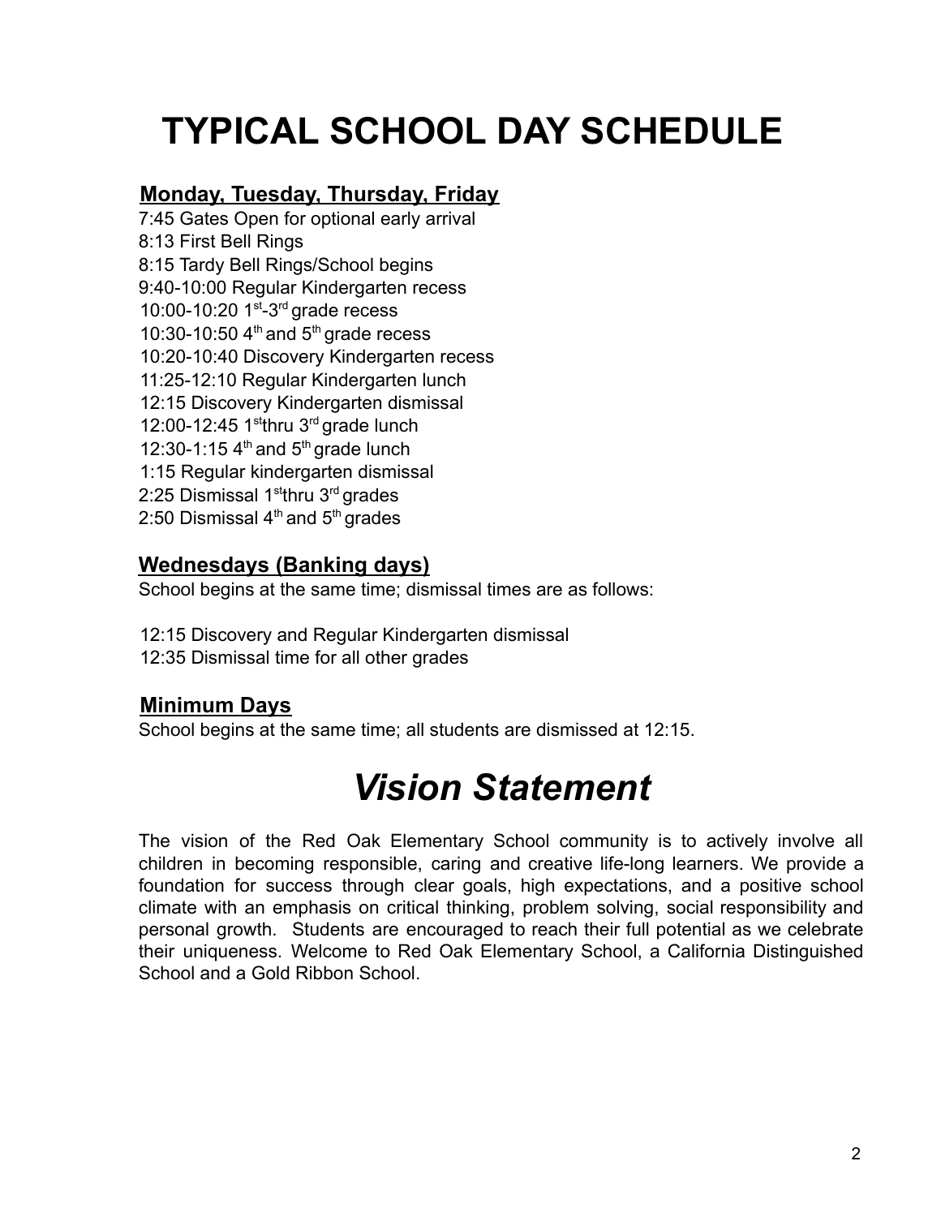# TYPICAL SCHOOL DAY SCHEDULE

## Monday, Tuesday, Thursday, Friday

7:45 Gates Open for optional early arrival
8:13 First Bell Rings
8:15 Tardy Bell Rings/School begins
9:40-10:00 Regular Kindergarten recess
10:00-10:20 1st-3rd grade recess
10:30-10:50 4th and 5th grade recess
10:20-10:40 Discovery Kindergarten recess
11:25-12:10 Regular Kindergarten lunch
12:15 Discovery Kindergarten dismissal
12:00-12:45 1st thru 3rd grade lunch
12:30-1:15 4th and 5th grade lunch
1:15 Regular kindergarten dismissal
2:25 Dismissal 1st thru 3rd grades
2:50 Dismissal 4th and 5th grades

## Wednesdays (Banking days)

School begins at the same time; dismissal times are as follows:

12:15 Discovery and Regular Kindergarten dismissal
12:35 Dismissal time for all other grades

## Minimum Days

School begins at the same time; all students are dismissed at 12:15.

# *Vision Statement*

The vision of the Red Oak Elementary School community is to actively involve all children in becoming responsible, caring and creative life-long learners. We provide a foundation for success through clear goals, high expectations, and a positive school climate with an emphasis on critical thinking, problem solving, social responsibility and personal growth. Students are encouraged to reach their full potential as we celebrate their uniqueness. Welcome to Red Oak Elementary School, a California Distinguished School and a Gold Ribbon School.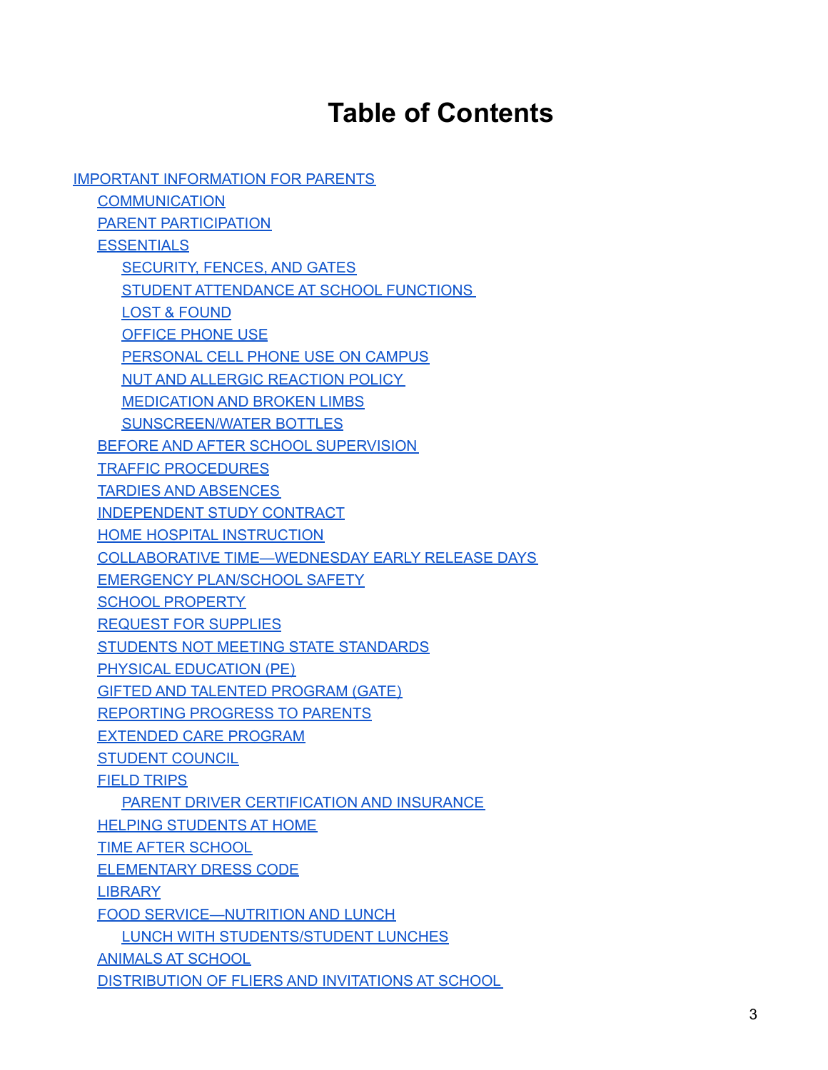# Table of Contents

- IMPORTANT INFORMATION FOR PARENTS
  - COMMUNICATION
  - PARENT PARTICIPATION
  - ESSENTIALS
    - SECURITY, FENCES, AND GATES
    - STUDENT ATTENDANCE AT SCHOOL FUNCTIONS
    - LOST & FOUND
    - OFFICE PHONE USE
    - PERSONAL CELL PHONE USE ON CAMPUS
    - NUT AND ALLERGIC REACTION POLICY
    - MEDICATION AND BROKEN LIMBS
    - SUNSCREEN/WATER BOTTLES
  - BEFORE AND AFTER SCHOOL SUPERVISION
  - TRAFFIC PROCEDURES
  - TARDIES AND ABSENCES
  - INDEPENDENT STUDY CONTRACT
  - HOME HOSPITAL INSTRUCTION
  - COLLABORATIVE TIME—WEDNESDAY EARLY RELEASE DAYS
  - EMERGENCY PLAN/SCHOOL SAFETY
  - SCHOOL PROPERTY
  - REQUEST FOR SUPPLIES
  - STUDENTS NOT MEETING STATE STANDARDS
  - PHYSICAL EDUCATION (PE)
  - GIFTED AND TALENTED PROGRAM (GATE)
  - REPORTING PROGRESS TO PARENTS
  - EXTENDED CARE PROGRAM
  - STUDENT COUNCIL
  - FIELD TRIPS
    - PARENT DRIVER CERTIFICATION AND INSURANCE
  - HELPING STUDENTS AT HOME
  - TIME AFTER SCHOOL
  - ELEMENTARY DRESS CODE
  - LIBRARY
  - FOOD SERVICE—NUTRITION AND LUNCH
    - LUNCH WITH STUDENTS/STUDENT LUNCHES
  - ANIMALS AT SCHOOL
  - DISTRIBUTION OF FLIERS AND INVITATIONS AT SCHOOL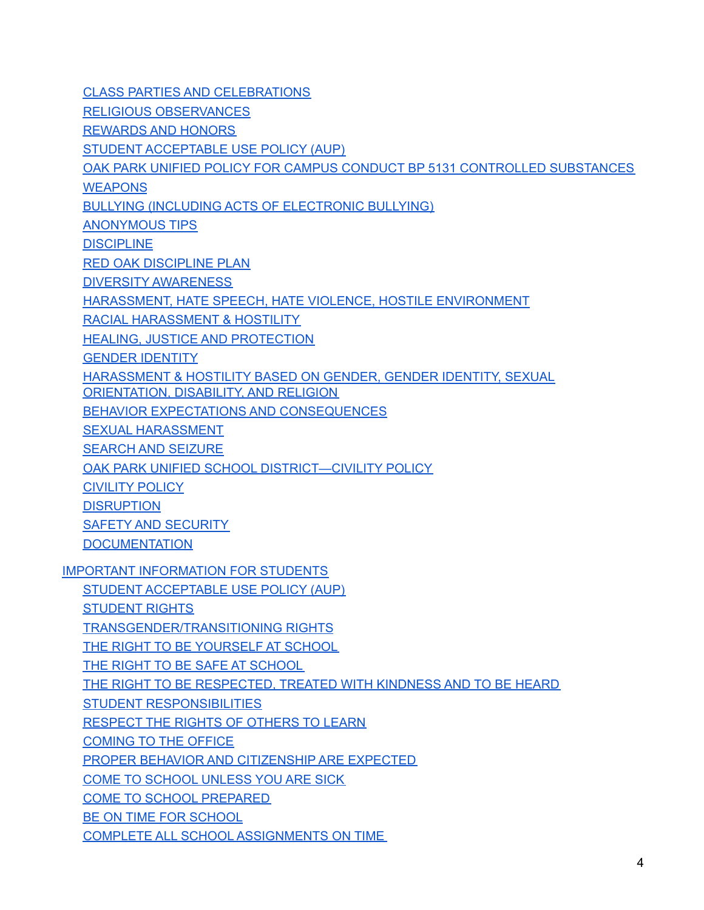- CLASS PARTIES AND CELEBRATIONS
- RELIGIOUS OBSERVANCES
- REWARDS AND HONORS
- STUDENT ACCEPTABLE USE POLICY (AUP)
- OAK PARK UNIFIED POLICY FOR CAMPUS CONDUCT BP 5131 CONTROLLED SUBSTANCES
- WEAPONS
- BULLYING (INCLUDING ACTS OF ELECTRONIC BULLYING)
- ANONYMOUS TIPS
- DISCIPLINE
- RED OAK DISCIPLINE PLAN
- DIVERSITY AWARENESS
- HARASSMENT, HATE SPEECH, HATE VIOLENCE, HOSTILE ENVIRONMENT
- RACIAL HARASSMENT & HOSTILITY
- HEALING, JUSTICE AND PROTECTION
- GENDER IDENTITY
- HARASSMENT & HOSTILITY BASED ON GENDER, GENDER IDENTITY, SEXUAL ORIENTATION, DISABILITY, AND RELIGION
- BEHAVIOR EXPECTATIONS AND CONSEQUENCES
- SEXUAL HARASSMENT
- SEARCH AND SEIZURE
- OAK PARK UNIFIED SCHOOL DISTRICT—CIVILITY POLICY
- CIVILITY POLICY
- DISRUPTION
- SAFETY AND SECURITY
- DOCUMENTATION

IMPORTANT INFORMATION FOR STUDENTS

- STUDENT ACCEPTABLE USE POLICY (AUP)
- STUDENT RIGHTS
- TRANSGENDER/TRANSITIONING RIGHTS
- THE RIGHT TO BE YOURSELF AT SCHOOL
- THE RIGHT TO BE SAFE AT SCHOOL
- THE RIGHT TO BE RESPECTED, TREATED WITH KINDNESS AND TO BE HEARD
- STUDENT RESPONSIBILITIES
- RESPECT THE RIGHTS OF OTHERS TO LEARN
- COMING TO THE OFFICE
- PROPER BEHAVIOR AND CITIZENSHIP ARE EXPECTED
- COME TO SCHOOL UNLESS YOU ARE SICK
- COME TO SCHOOL PREPARED
- BE ON TIME FOR SCHOOL
- COMPLETE ALL SCHOOL ASSIGNMENTS ON TIME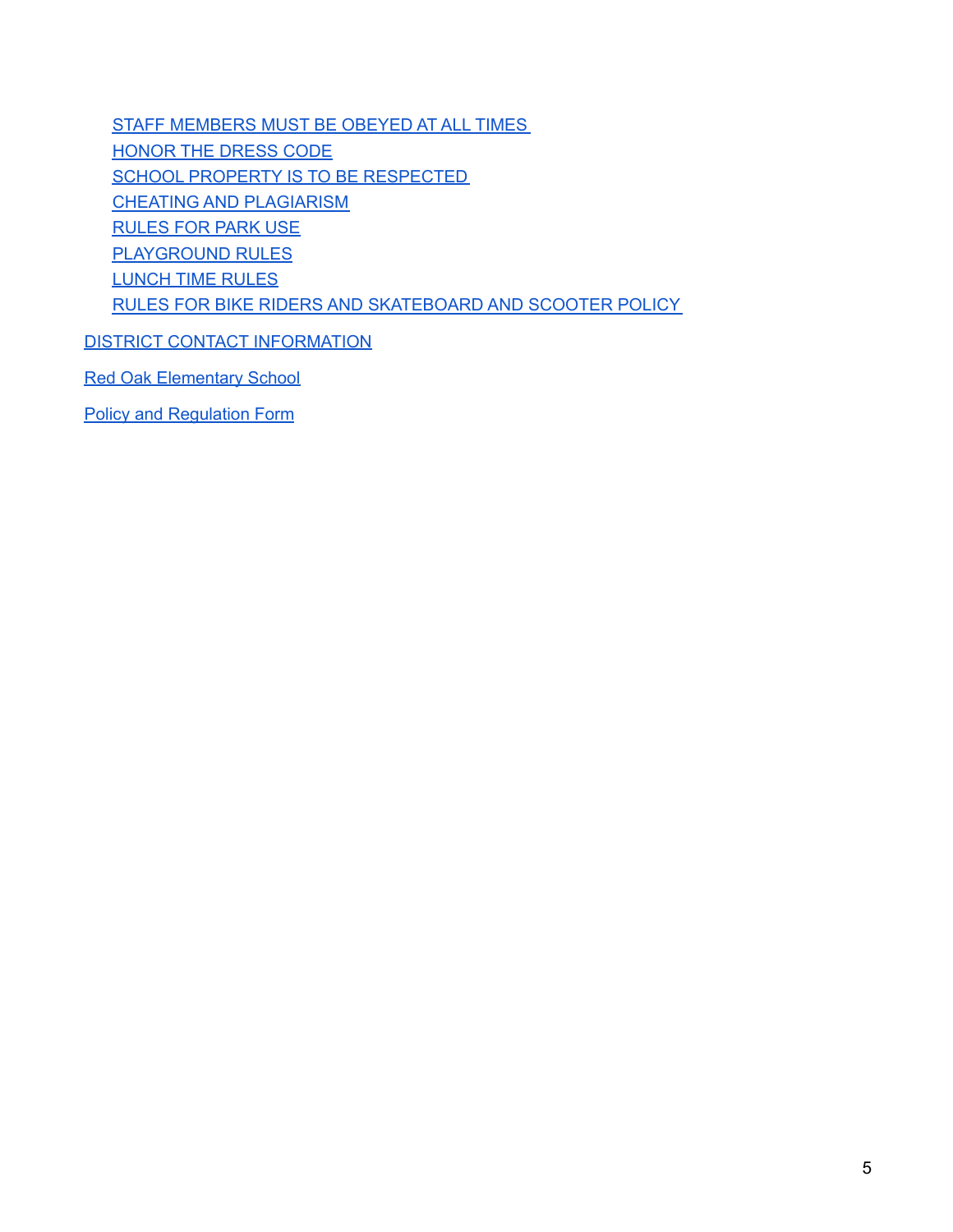- STAFF MEMBERS MUST BE OBEYED AT ALL TIMES
- HONOR THE DRESS CODE
- SCHOOL PROPERTY IS TO BE RESPECTED
- CHEATING AND PLAGIARISM
- RULES FOR PARK USE
- PLAYGROUND RULES
- LUNCH TIME RULES
- RULES FOR BIKE RIDERS AND SKATEBOARD AND SCOOTER POLICY

DISTRICT CONTACT INFORMATION

Red Oak Elementary School

Policy and Regulation Form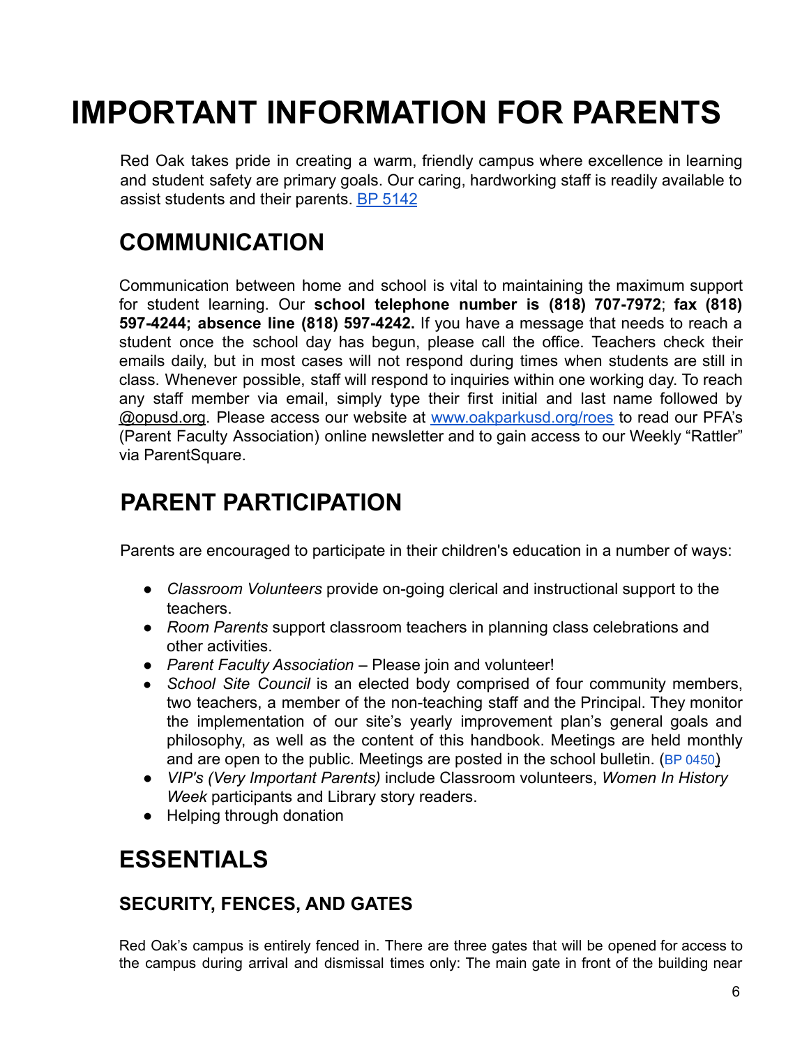# IMPORTANT INFORMATION FOR PARENTS

Red Oak takes pride in creating a warm, friendly campus where excellence in learning and student safety are primary goals. Our caring, hardworking staff is readily available to assist students and their parents. [BP 5142]

## COMMUNICATION

Communication between home and school is vital to maintaining the maximum support for student learning. Our **school telephone number is (818) 707-7972**; **fax (818) 597-4244; absence line (818) 597-4242.** If you have a message that needs to reach a student once the school day has begun, please call the office. Teachers check their emails daily, but in most cases will not respond during times when students are still in class. Whenever possible, staff will respond to inquiries within one working day. To reach any staff member via email, simply type their first initial and last name followed by @opusd.org. Please access our website at www.oakparkusd.org/roes to read our PFA's (Parent Faculty Association) online newsletter and to gain access to our Weekly "Rattler" via ParentSquare.

## PARENT PARTICIPATION

Parents are encouraged to participate in their children's education in a number of ways:

- *Classroom Volunteers* provide on-going clerical and instructional support to the teachers.
- *Room Parents* support classroom teachers in planning class celebrations and other activities.
- *Parent Faculty Association* – Please join and volunteer!
- *School Site Council* is an elected body comprised of four community members, two teachers, a member of the non-teaching staff and the Principal. They monitor the implementation of our site's yearly improvement plan's general goals and philosophy, as well as the content of this handbook. Meetings are held monthly and are open to the public. Meetings are posted in the school bulletin. (BP 0450)
- *VIP's (Very Important Parents)* include Classroom volunteers, *Women In History Week* participants and Library story readers.
- Helping through donation

## ESSENTIALS

### SECURITY, FENCES, AND GATES

Red Oak's campus is entirely fenced in. There are three gates that will be opened for access to the campus during arrival and dismissal times only: The main gate in front of the building near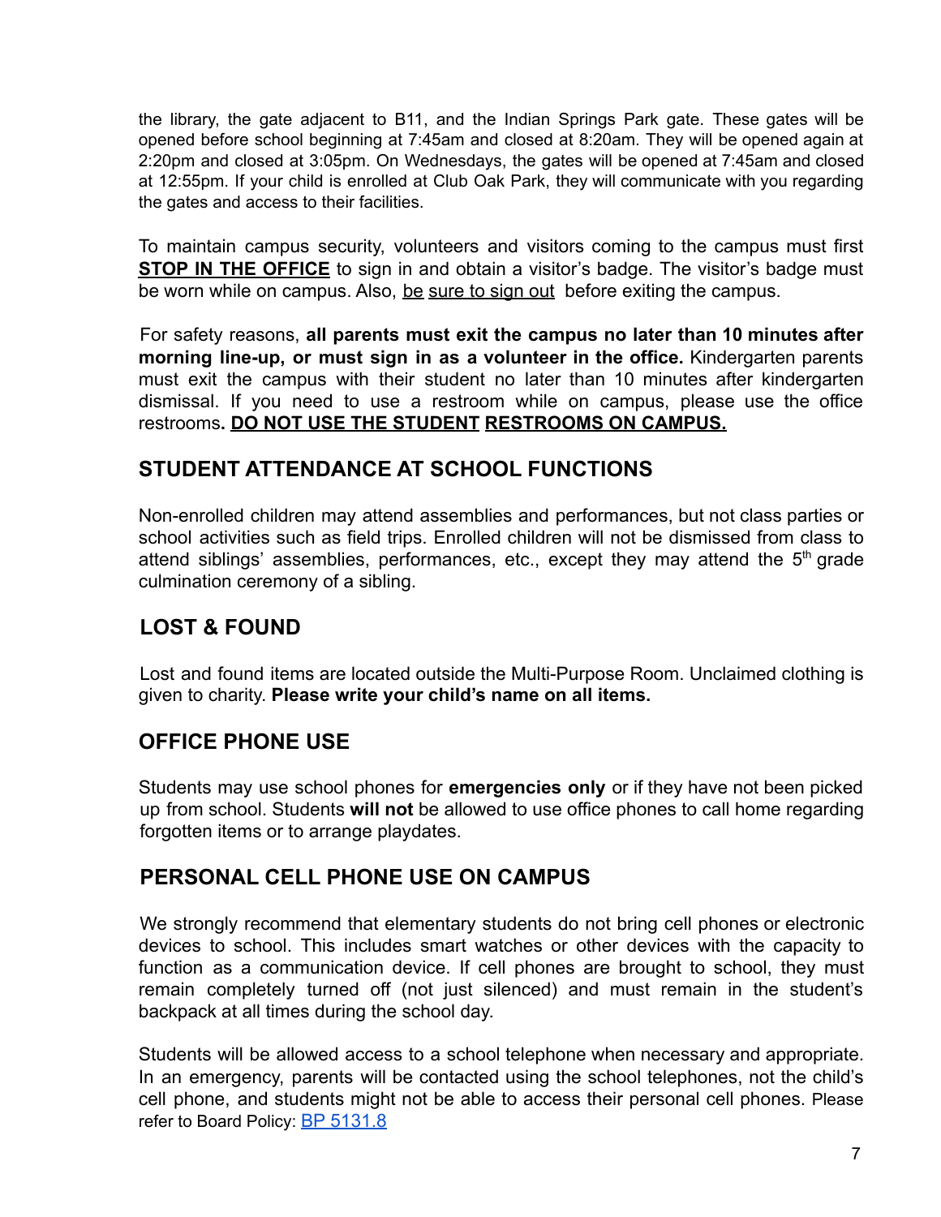the library, the gate adjacent to B11, and the Indian Springs Park gate. These gates will be opened before school beginning at 7:45am and closed at 8:20am. They will be opened again at 2:20pm and closed at 3:05pm. On Wednesdays, the gates will be opened at 7:45am and closed at 12:55pm. If your child is enrolled at Club Oak Park, they will communicate with you regarding the gates and access to their facilities.

To maintain campus security, volunteers and visitors coming to the campus must first **STOP IN THE OFFICE** to sign in and obtain a visitor's badge. The visitor's badge must be worn while on campus. Also, be sure to sign out before exiting the campus.

For safety reasons, **all parents must exit the campus no later than 10 minutes after morning line-up, or must sign in as a volunteer in the office.** Kindergarten parents must exit the campus with their student no later than 10 minutes after kindergarten dismissal. If you need to use a restroom while on campus, please use the office restrooms**. DO NOT USE THE STUDENT RESTROOMS ON CAMPUS.**

## STUDENT ATTENDANCE AT SCHOOL FUNCTIONS

Non-enrolled children may attend assemblies and performances, but not class parties or school activities such as field trips. Enrolled children will not be dismissed from class to attend siblings' assemblies, performances, etc., except they may attend the 5th grade culmination ceremony of a sibling.

## LOST & FOUND

Lost and found items are located outside the Multi-Purpose Room. Unclaimed clothing is given to charity. **Please write your child's name on all items.**

## OFFICE PHONE USE

Students may use school phones for **emergencies only** or if they have not been picked up from school. Students **will not** be allowed to use office phones to call home regarding forgotten items or to arrange playdates.

## PERSONAL CELL PHONE USE ON CAMPUS

We strongly recommend that elementary students do not bring cell phones or electronic devices to school. This includes smart watches or other devices with the capacity to function as a communication device. If cell phones are brought to school, they must remain completely turned off (not just silenced) and must remain in the student's backpack at all times during the school day.

Students will be allowed access to a school telephone when necessary and appropriate. In an emergency, parents will be contacted using the school telephones, not the child's cell phone, and students might not be able to access their personal cell phones. Please refer to Board Policy: BP 5131.8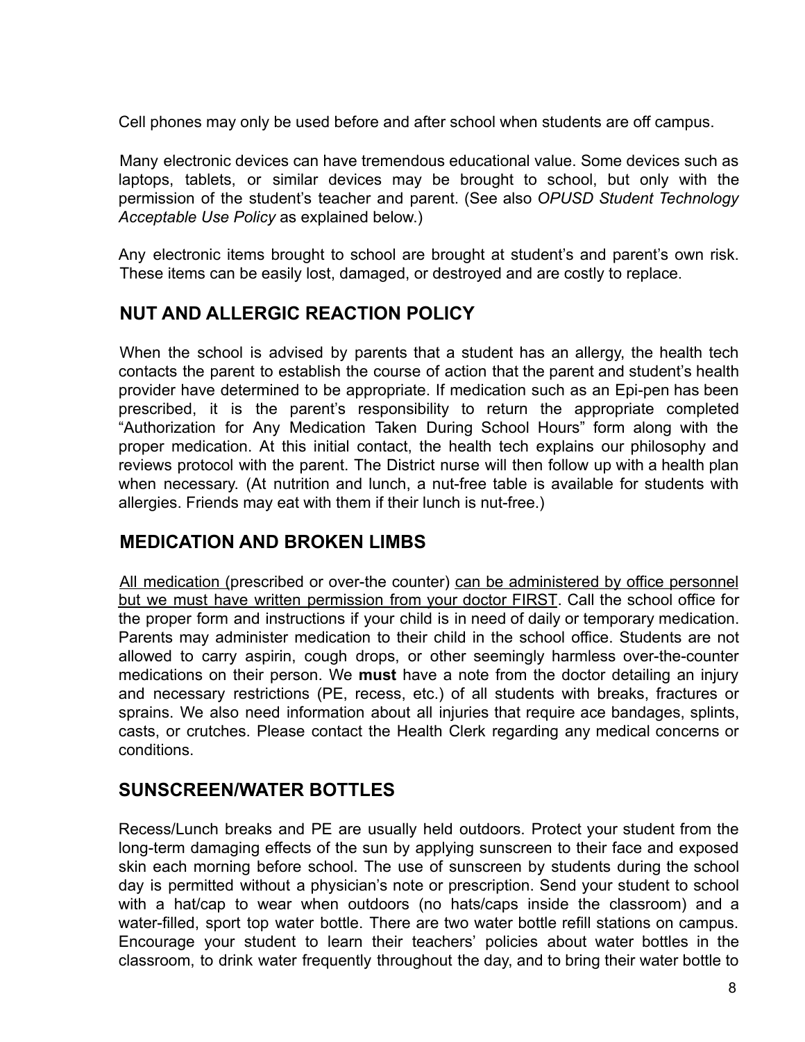Cell phones may only be used before and after school when students are off campus.

Many electronic devices can have tremendous educational value. Some devices such as laptops, tablets, or similar devices may be brought to school, but only with the permission of the student's teacher and parent. (See also *OPUSD Student Technology Acceptable Use Policy* as explained below.)

Any electronic items brought to school are brought at student's and parent's own risk. These items can be easily lost, damaged, or destroyed and are costly to replace.

## NUT AND ALLERGIC REACTION POLICY

When the school is advised by parents that a student has an allergy, the health tech contacts the parent to establish the course of action that the parent and student's health provider have determined to be appropriate. If medication such as an Epi-pen has been prescribed, it is the parent's responsibility to return the appropriate completed "Authorization for Any Medication Taken During School Hours" form along with the proper medication. At this initial contact, the health tech explains our philosophy and reviews protocol with the parent. The District nurse will then follow up with a health plan when necessary. (At nutrition and lunch, a nut-free table is available for students with allergies. Friends may eat with them if their lunch is nut-free.)

## MEDICATION AND BROKEN LIMBS

<u>All medication (</u>prescribed or over-the counter) <u>can be administered by office personnel but we must have written permission from your doctor FIRST</u>. Call the school office for the proper form and instructions if your child is in need of daily or temporary medication. Parents may administer medication to their child in the school office. Students are not allowed to carry aspirin, cough drops, or other seemingly harmless over-the-counter medications on their person. We **must** have a note from the doctor detailing an injury and necessary restrictions (PE, recess, etc.) of all students with breaks, fractures or sprains. We also need information about all injuries that require ace bandages, splints, casts, or crutches. Please contact the Health Clerk regarding any medical concerns or conditions.

## SUNSCREEN/WATER BOTTLES

Recess/Lunch breaks and PE are usually held outdoors. Protect your student from the long-term damaging effects of the sun by applying sunscreen to their face and exposed skin each morning before school. The use of sunscreen by students during the school day is permitted without a physician's note or prescription. Send your student to school with a hat/cap to wear when outdoors (no hats/caps inside the classroom) and a water-filled, sport top water bottle. There are two water bottle refill stations on campus. Encourage your student to learn their teachers' policies about water bottles in the classroom, to drink water frequently throughout the day, and to bring their water bottle to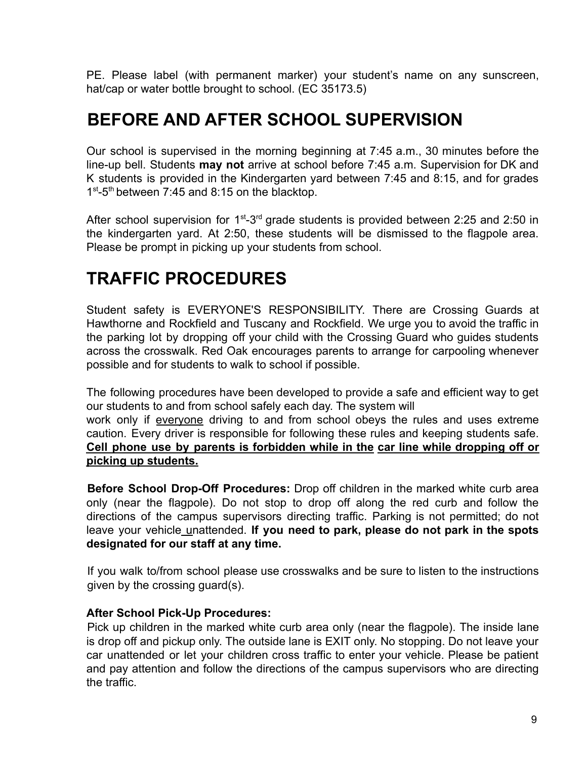PE. Please label (with permanent marker) your student's name on any sunscreen, hat/cap or water bottle brought to school. (EC 35173.5)

# BEFORE AND AFTER SCHOOL SUPERVISION

Our school is supervised in the morning beginning at 7:45 a.m., 30 minutes before the line-up bell. Students **may not** arrive at school before 7:45 a.m. Supervision for DK and K students is provided in the Kindergarten yard between 7:45 and 8:15, and for grades 1st-5th between 7:45 and 8:15 on the blacktop.

After school supervision for 1st-3rd grade students is provided between 2:25 and 2:50 in the kindergarten yard. At 2:50, these students will be dismissed to the flagpole area. Please be prompt in picking up your students from school.

# TRAFFIC PROCEDURES

Student safety is EVERYONE'S RESPONSIBILITY. There are Crossing Guards at Hawthorne and Rockfield and Tuscany and Rockfield. We urge you to avoid the traffic in the parking lot by dropping off your child with the Crossing Guard who guides students across the crosswalk. Red Oak encourages parents to arrange for carpooling whenever possible and for students to walk to school if possible.

The following procedures have been developed to provide a safe and efficient way to get our students to and from school safely each day. The system will work only if <u>everyone</u> driving to and from school obeys the rules and uses extreme caution. Every driver is responsible for following these rules and keeping students safe. **<u>Cell phone use by parents is forbidden while in the car line while dropping off or picking up students.</u>**

**Before School Drop-Off Procedures:** Drop off children in the marked white curb area only (near the flagpole). Do not stop to drop off along the red curb and follow the directions of the campus supervisors directing traffic. Parking is not permitted; do not leave your vehicle unattended. **If you need to park, please do not park in the spots designated for our staff at any time.**

If you walk to/from school please use crosswalks and be sure to listen to the instructions given by the crossing guard(s).

**After School Pick-Up Procedures:**
Pick up children in the marked white curb area only (near the flagpole). The inside lane is drop off and pickup only. The outside lane is EXIT only. No stopping. Do not leave your car unattended or let your children cross traffic to enter your vehicle. Please be patient and pay attention and follow the directions of the campus supervisors who are directing the traffic.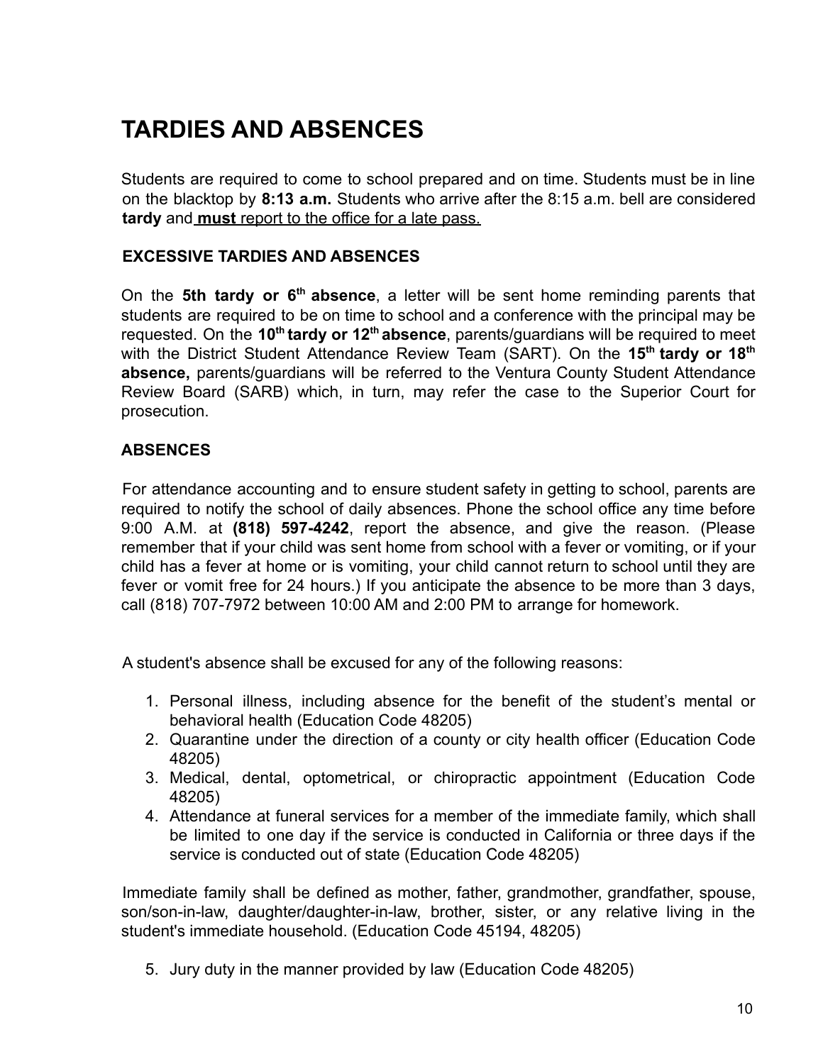# TARDIES AND ABSENCES

Students are required to come to school prepared and on time. Students must be in line on the blacktop by **8:13 a.m.** Students who arrive after the 8:15 a.m. bell are considered **tardy** and **must** report to the office for a late pass.

### EXCESSIVE TARDIES AND ABSENCES

On the **5th tardy or 6th absence**, a letter will be sent home reminding parents that students are required to be on time to school and a conference with the principal may be requested. On the **10th tardy or 12th absence**, parents/guardians will be required to meet with the District Student Attendance Review Team (SART). On the **15th tardy or 18th absence,** parents/guardians will be referred to the Ventura County Student Attendance Review Board (SARB) which, in turn, may refer the case to the Superior Court for prosecution.

### ABSENCES

For attendance accounting and to ensure student safety in getting to school, parents are required to notify the school of daily absences. Phone the school office any time before 9:00 A.M. at **(818) 597-4242**, report the absence, and give the reason. (Please remember that if your child was sent home from school with a fever or vomiting, or if your child has a fever at home or is vomiting, your child cannot return to school until they are fever or vomit free for 24 hours.) If you anticipate the absence to be more than 3 days, call (818) 707-7972 between 10:00 AM and 2:00 PM to arrange for homework.

A student's absence shall be excused for any of the following reasons:

1. Personal illness, including absence for the benefit of the student's mental or behavioral health (Education Code 48205)
2. Quarantine under the direction of a county or city health officer (Education Code 48205)
3. Medical, dental, optometrical, or chiropractic appointment (Education Code 48205)
4. Attendance at funeral services for a member of the immediate family, which shall be limited to one day if the service is conducted in California or three days if the service is conducted out of state (Education Code 48205)

Immediate family shall be defined as mother, father, grandmother, grandfather, spouse, son/son-in-law, daughter/daughter-in-law, brother, sister, or any relative living in the student's immediate household. (Education Code 45194, 48205)

5. Jury duty in the manner provided by law (Education Code 48205)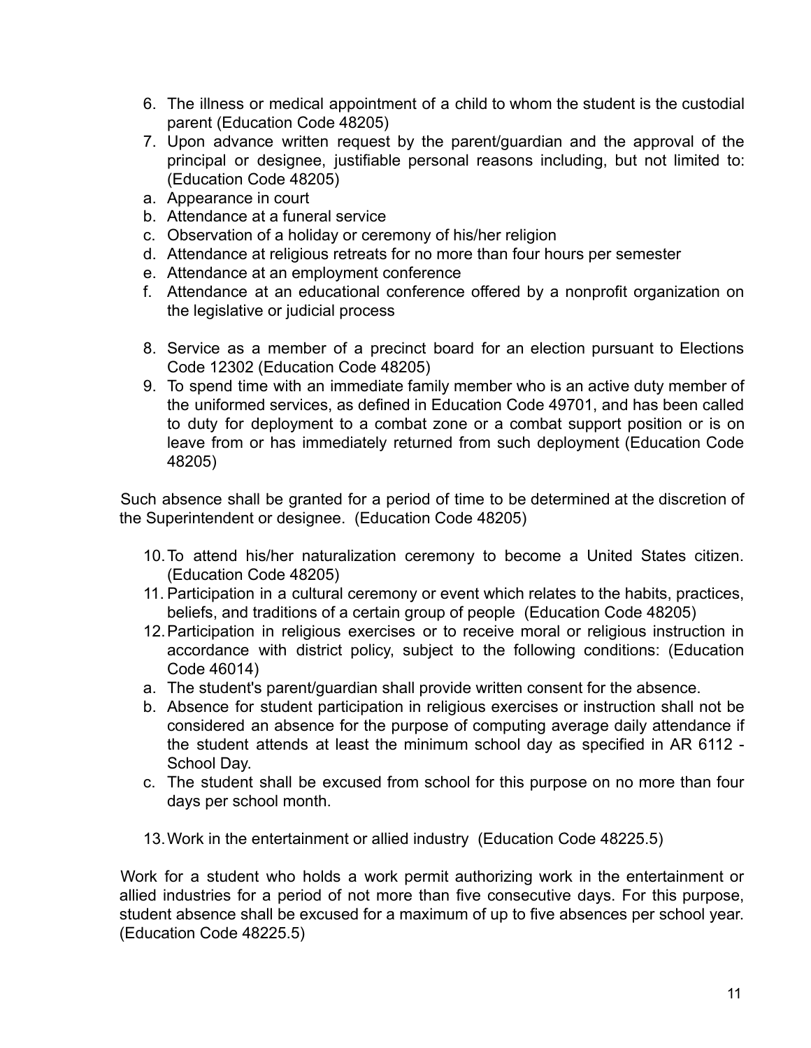6. The illness or medical appointment of a child to whom the student is the custodial parent (Education Code 48205)
7. Upon advance written request by the parent/guardian and the approval of the principal or designee, justifiable personal reasons including, but not limited to: (Education Code 48205)
   a. Appearance in court
   b. Attendance at a funeral service
   c. Observation of a holiday or ceremony of his/her religion
   d. Attendance at religious retreats for no more than four hours per semester
   e. Attendance at an employment conference
   f. Attendance at an educational conference offered by a nonprofit organization on the legislative or judicial process

8. Service as a member of a precinct board for an election pursuant to Elections Code 12302 (Education Code 48205)
9. To spend time with an immediate family member who is an active duty member of the uniformed services, as defined in Education Code 49701, and has been called to duty for deployment to a combat zone or a combat support position or is on leave from or has immediately returned from such deployment (Education Code 48205)

Such absence shall be granted for a period of time to be determined at the discretion of the Superintendent or designee. (Education Code 48205)

10. To attend his/her naturalization ceremony to become a United States citizen. (Education Code 48205)
11. Participation in a cultural ceremony or event which relates to the habits, practices, beliefs, and traditions of a certain group of people (Education Code 48205)
12. Participation in religious exercises or to receive moral or religious instruction in accordance with district policy, subject to the following conditions: (Education Code 46014)
    a. The student's parent/guardian shall provide written consent for the absence.
    b. Absence for student participation in religious exercises or instruction shall not be considered an absence for the purpose of computing average daily attendance if the student attends at least the minimum school day as specified in AR 6112 - School Day.
    c. The student shall be excused from school for this purpose on no more than four days per school month.

13. Work in the entertainment or allied industry (Education Code 48225.5)

Work for a student who holds a work permit authorizing work in the entertainment or allied industries for a period of not more than five consecutive days. For this purpose, student absence shall be excused for a maximum of up to five absences per school year. (Education Code 48225.5)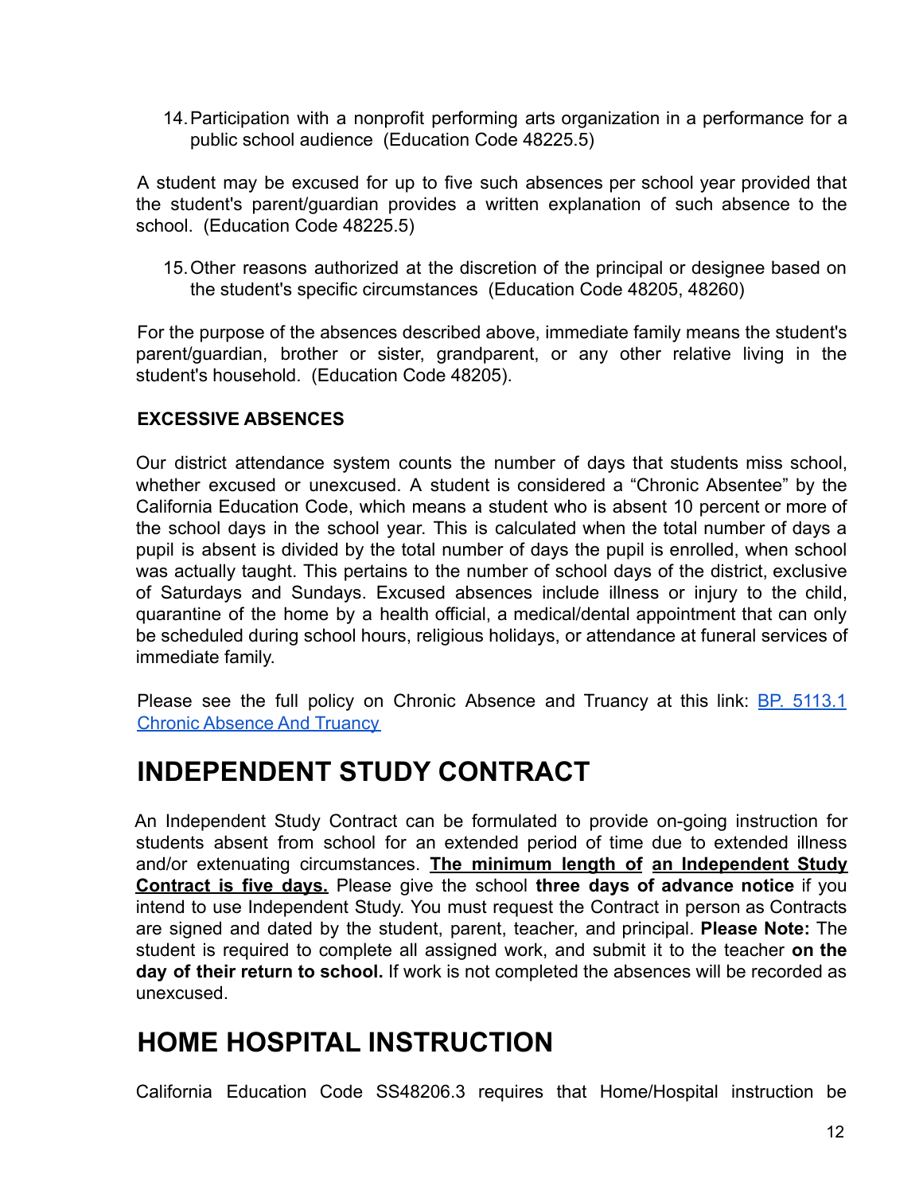14. Participation with a nonprofit performing arts organization in a performance for a public school audience (Education Code 48225.5)

A student may be excused for up to five such absences per school year provided that the student's parent/guardian provides a written explanation of such absence to the school. (Education Code 48225.5)

15. Other reasons authorized at the discretion of the principal or designee based on the student's specific circumstances (Education Code 48205, 48260)

For the purpose of the absences described above, immediate family means the student's parent/guardian, brother or sister, grandparent, or any other relative living in the student's household. (Education Code 48205).

#### EXCESSIVE ABSENCES

Our district attendance system counts the number of days that students miss school, whether excused or unexcused. A student is considered a "Chronic Absentee" by the California Education Code, which means a student who is absent 10 percent or more of the school days in the school year. This is calculated when the total number of days a pupil is absent is divided by the total number of days the pupil is enrolled, when school was actually taught. This pertains to the number of school days of the district, exclusive of Saturdays and Sundays. Excused absences include illness or injury to the child, quarantine of the home by a health official, a medical/dental appointment that can only be scheduled during school hours, religious holidays, or attendance at funeral services of immediate family.

Please see the full policy on Chronic Absence and Truancy at this link: [BP. 5113.1 Chronic Absence And Truancy]

# INDEPENDENT STUDY CONTRACT

An Independent Study Contract can be formulated to provide on-going instruction for students absent from school for an extended period of time due to extended illness and/or extenuating circumstances. **The minimum length of an Independent Study Contract is five days.** Please give the school **three days of advance notice** if you intend to use Independent Study. You must request the Contract in person as Contracts are signed and dated by the student, parent, teacher, and principal. **Please Note:** The student is required to complete all assigned work, and submit it to the teacher **on the day of their return to school.** If work is not completed the absences will be recorded as unexcused.

# HOME HOSPITAL INSTRUCTION

California Education Code SS48206.3 requires that Home/Hospital instruction be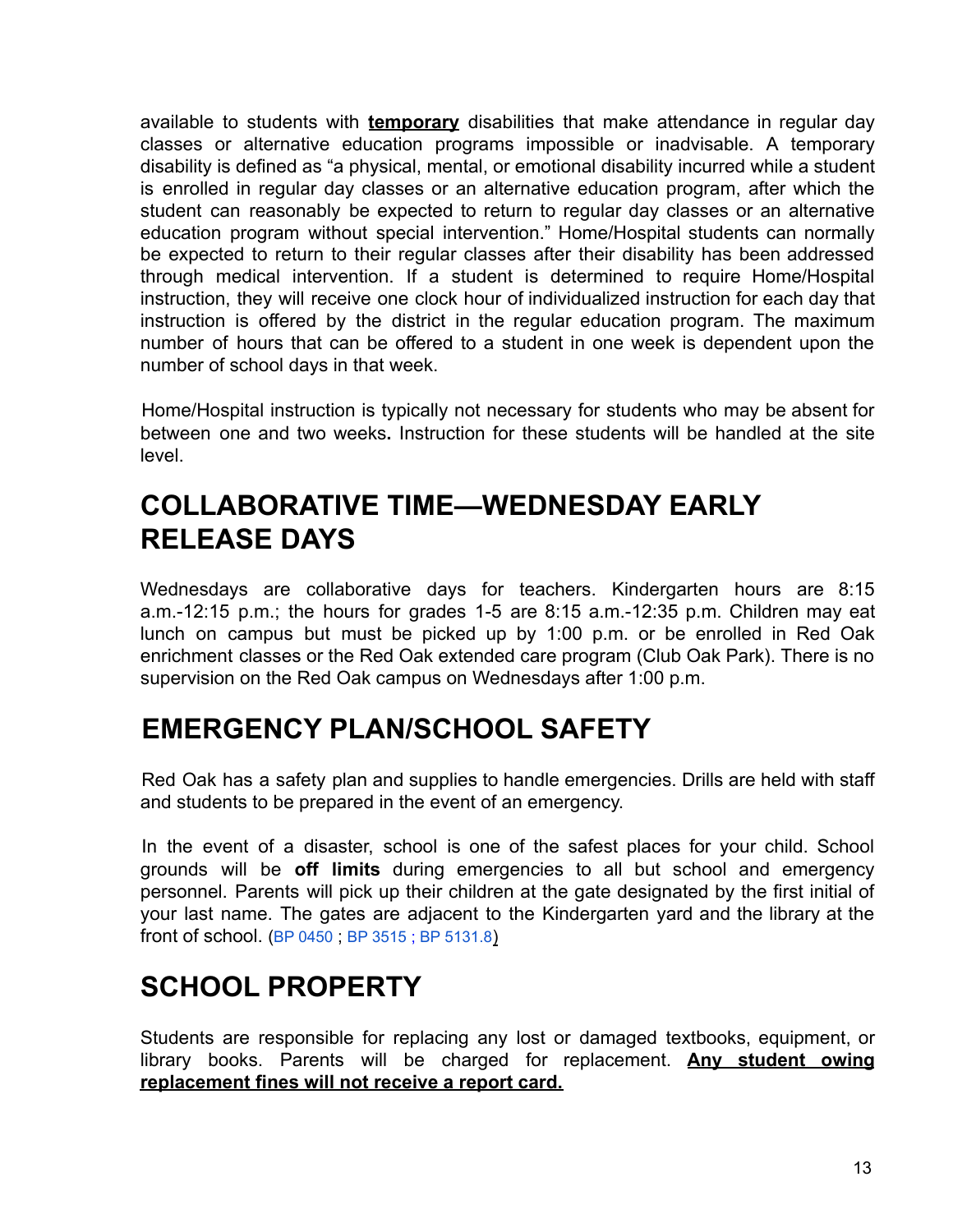available to students with **temporary** disabilities that make attendance in regular day classes or alternative education programs impossible or inadvisable. A temporary disability is defined as "a physical, mental, or emotional disability incurred while a student is enrolled in regular day classes or an alternative education program, after which the student can reasonably be expected to return to regular day classes or an alternative education program without special intervention." Home/Hospital students can normally be expected to return to their regular classes after their disability has been addressed through medical intervention. If a student is determined to require Home/Hospital instruction, they will receive one clock hour of individualized instruction for each day that instruction is offered by the district in the regular education program. The maximum number of hours that can be offered to a student in one week is dependent upon the number of school days in that week.

Home/Hospital instruction is typically not necessary for students who may be absent for between one and two weeks**.** Instruction for these students will be handled at the site level.

## COLLABORATIVE TIME—WEDNESDAY EARLY RELEASE DAYS

Wednesdays are collaborative days for teachers. Kindergarten hours are 8:15 a.m.-12:15 p.m.; the hours for grades 1-5 are 8:15 a.m.-12:35 p.m. Children may eat lunch on campus but must be picked up by 1:00 p.m. or be enrolled in Red Oak enrichment classes or the Red Oak extended care program (Club Oak Park). There is no supervision on the Red Oak campus on Wednesdays after 1:00 p.m.

## EMERGENCY PLAN/SCHOOL SAFETY

Red Oak has a safety plan and supplies to handle emergencies. Drills are held with staff and students to be prepared in the event of an emergency.

In the event of a disaster, school is one of the safest places for your child. School grounds will be **off limits** during emergencies to all but school and emergency personnel. Parents will pick up their children at the gate designated by the first initial of your last name. The gates are adjacent to the Kindergarten yard and the library at the front of school. (BP 0450 ; BP 3515 ; BP 5131.8)

## SCHOOL PROPERTY

Students are responsible for replacing any lost or damaged textbooks, equipment, or library books. Parents will be charged for replacement. **Any student owing replacement fines will not receive a report card.**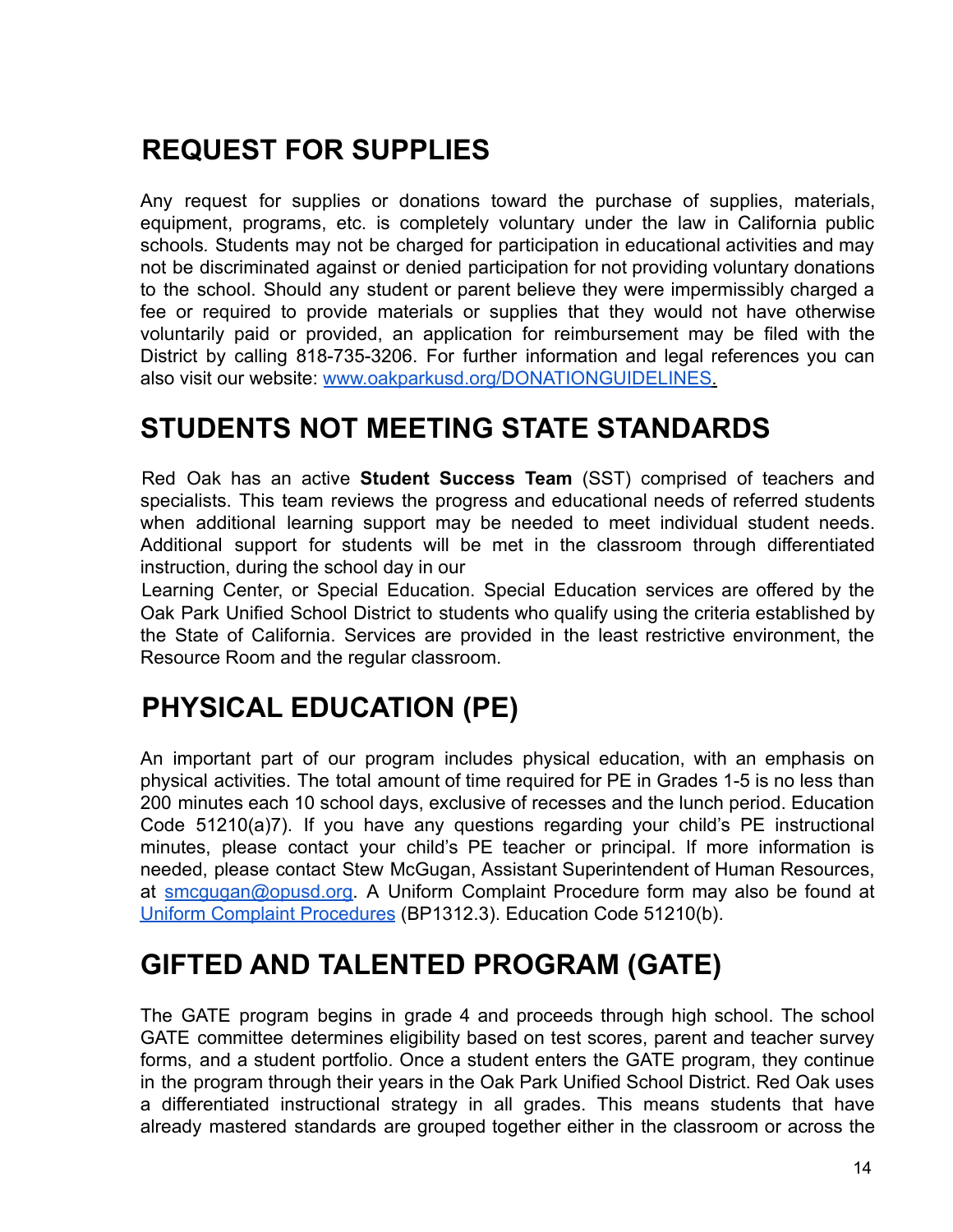## REQUEST FOR SUPPLIES

Any request for supplies or donations toward the purchase of supplies, materials, equipment, programs, etc. is completely voluntary under the law in California public schools. Students may not be charged for participation in educational activities and may not be discriminated against or denied participation for not providing voluntary donations to the school. Should any student or parent believe they were impermissibly charged a fee or required to provide materials or supplies that they would not have otherwise voluntarily paid or provided, an application for reimbursement may be filed with the District by calling 818-735-3206. For further information and legal references you can also visit our website: [www.oakparkusd.org/DONATIONGUIDELINES.](www.oakparkusd.org/DONATIONGUIDELINES)

## STUDENTS NOT MEETING STATE STANDARDS

Red Oak has an active **Student Success Team** (SST) comprised of teachers and specialists. This team reviews the progress and educational needs of referred students when additional learning support may be needed to meet individual student needs. Additional support for students will be met in the classroom through differentiated instruction, during the school day in our

Learning Center, or Special Education. Special Education services are offered by the Oak Park Unified School District to students who qualify using the criteria established by the State of California. Services are provided in the least restrictive environment, the Resource Room and the regular classroom.

## PHYSICAL EDUCATION (PE)

An important part of our program includes physical education, with an emphasis on physical activities. The total amount of time required for PE in Grades 1-5 is no less than 200 minutes each 10 school days, exclusive of recesses and the lunch period. Education Code 51210(a)7). If you have any questions regarding your child's PE instructional minutes, please contact your child's PE teacher or principal. If more information is needed, please contact Stew McGugan, Assistant Superintendent of Human Resources, at [smcgugan@opusd.org](mailto:smcgugan@opusd.org). A Uniform Complaint Procedure form may also be found at [Uniform Complaint Procedures](#) (BP1312.3). Education Code 51210(b).

## GIFTED AND TALENTED PROGRAM (GATE)

The GATE program begins in grade 4 and proceeds through high school. The school GATE committee determines eligibility based on test scores, parent and teacher survey forms, and a student portfolio. Once a student enters the GATE program, they continue in the program through their years in the Oak Park Unified School District. Red Oak uses a differentiated instructional strategy in all grades. This means students that have already mastered standards are grouped together either in the classroom or across the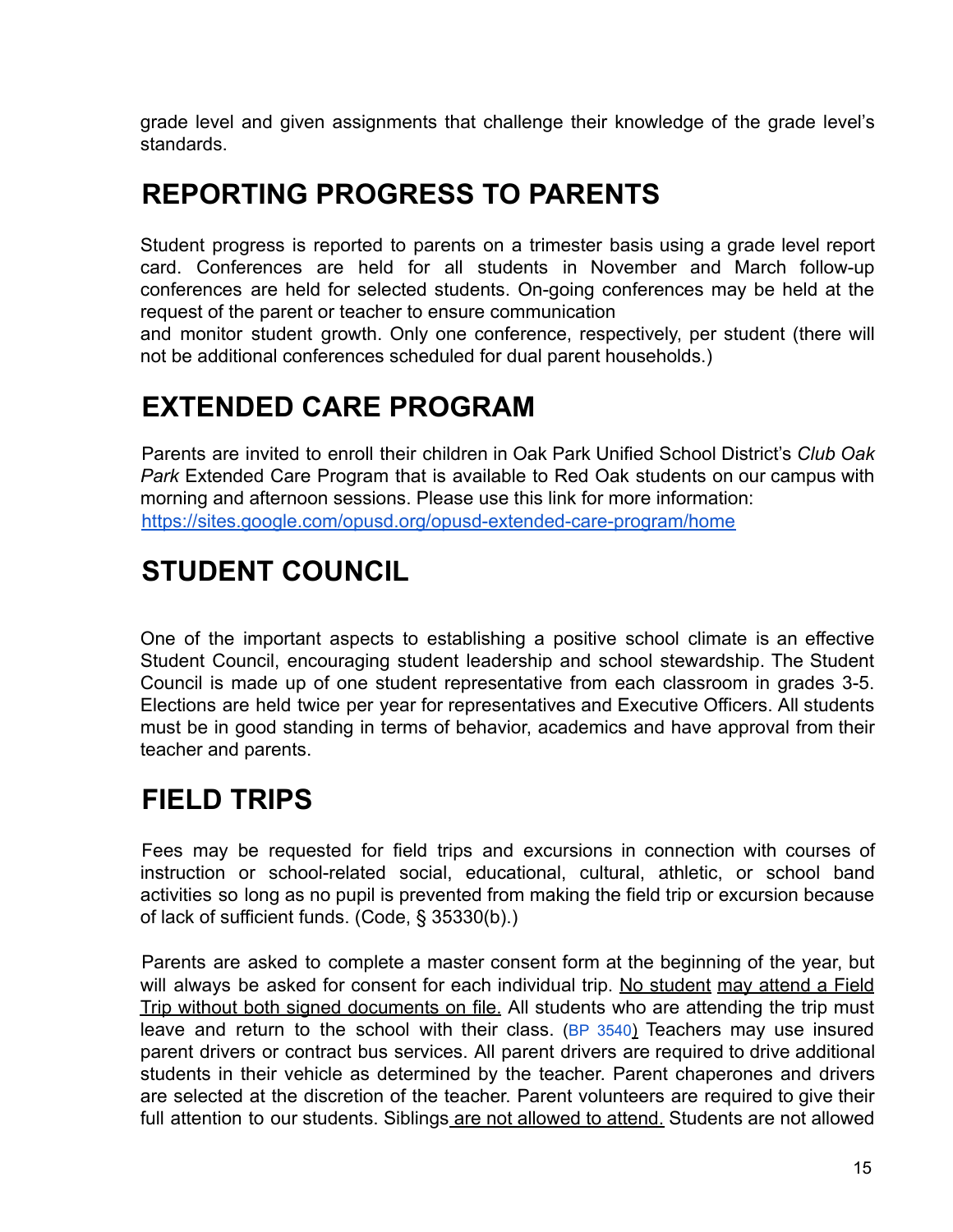grade level and given assignments that challenge their knowledge of the grade level's standards.

## REPORTING PROGRESS TO PARENTS

Student progress is reported to parents on a trimester basis using a grade level report card. Conferences are held for all students in November and March follow-up conferences are held for selected students. On-going conferences may be held at the request of the parent or teacher to ensure communication and monitor student growth. Only one conference, respectively, per student (there will not be additional conferences scheduled for dual parent households.)

## EXTENDED CARE PROGRAM

Parents are invited to enroll their children in Oak Park Unified School District's *Club Oak Park* Extended Care Program that is available to Red Oak students on our campus with morning and afternoon sessions. Please use this link for more information: [https://sites.google.com/opusd.org/opusd-extended-care-program/home](https://sites.google.com/opusd.org/opusd-extended-care-program/home)

## STUDENT COUNCIL

One of the important aspects to establishing a positive school climate is an effective Student Council, encouraging student leadership and school stewardship. The Student Council is made up of one student representative from each classroom in grades 3-5. Elections are held twice per year for representatives and Executive Officers. All students must be in good standing in terms of behavior, academics and have approval from their teacher and parents.

## FIELD TRIPS

Fees may be requested for field trips and excursions in connection with courses of instruction or school-related social, educational, cultural, athletic, or school band activities so long as no pupil is prevented from making the field trip or excursion because of lack of sufficient funds. (Code, § 35330(b).)

Parents are asked to complete a master consent form at the beginning of the year, but will always be asked for consent for each individual trip. <u>No student may attend a Field Trip without both signed documents on file.</u> All students who are attending the trip must leave and return to the school with their class. (BP 3540) Teachers may use insured parent drivers or contract bus services. All parent drivers are required to drive additional students in their vehicle as determined by the teacher. Parent chaperones and drivers are selected at the discretion of the teacher. Parent volunteers are required to give their full attention to our students. Siblings <u>are not allowed to attend.</u> Students are not allowed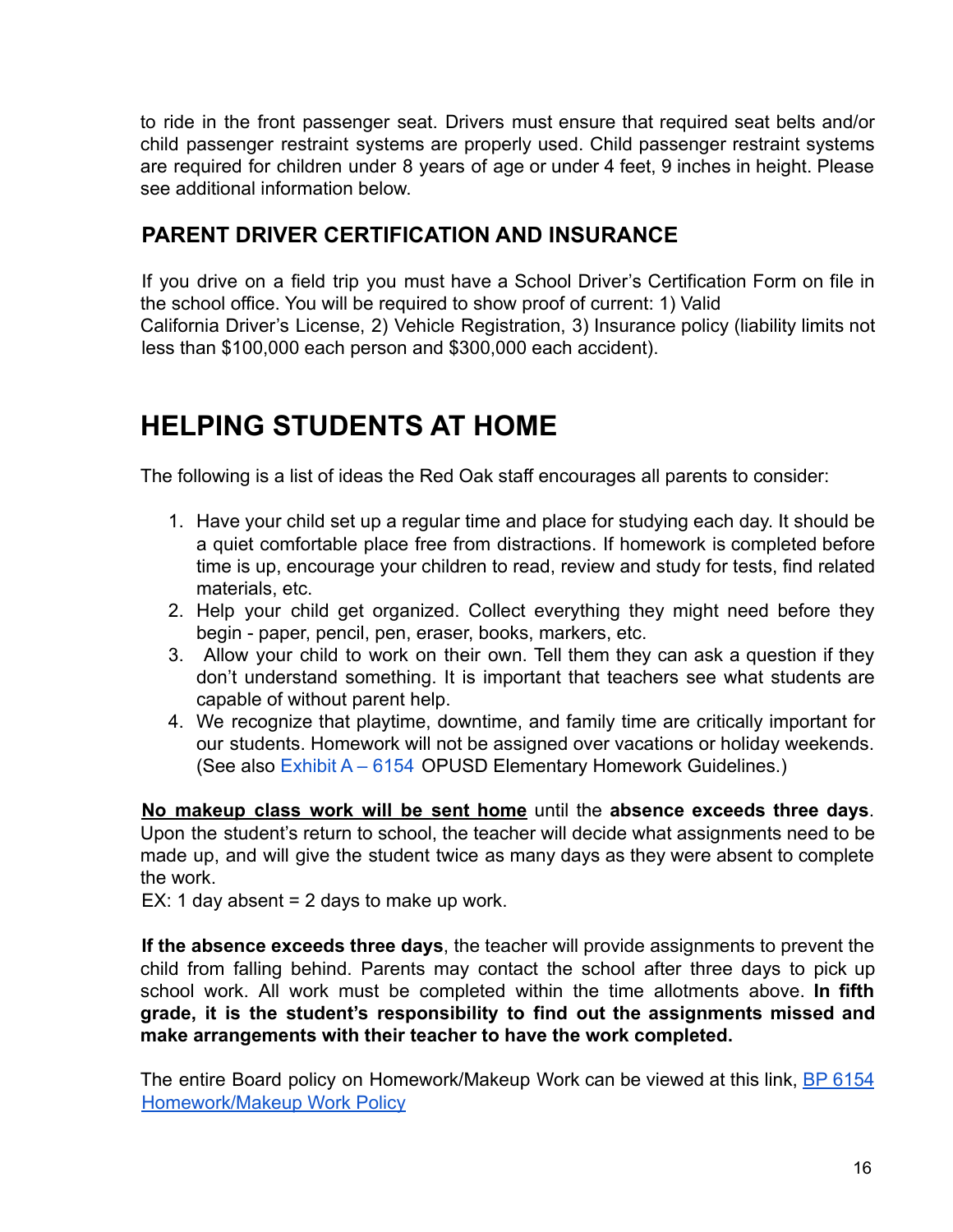to ride in the front passenger seat. Drivers must ensure that required seat belts and/or child passenger restraint systems are properly used. Child passenger restraint systems are required for children under 8 years of age or under 4 feet, 9 inches in height. Please see additional information below.

### PARENT DRIVER CERTIFICATION AND INSURANCE

If you drive on a field trip you must have a School Driver's Certification Form on file in the school office. You will be required to show proof of current: 1) Valid California Driver's License, 2) Vehicle Registration, 3) Insurance policy (liability limits not less than $100,000 each person and $300,000 each accident).

## HELPING STUDENTS AT HOME

The following is a list of ideas the Red Oak staff encourages all parents to consider:

1. Have your child set up a regular time and place for studying each day. It should be a quiet comfortable place free from distractions. If homework is completed before time is up, encourage your children to read, review and study for tests, find related materials, etc.
2. Help your child get organized. Collect everything they might need before they begin - paper, pencil, pen, eraser, books, markers, etc.
3. Allow your child to work on their own. Tell them they can ask a question if they don't understand something. It is important that teachers see what students are capable of without parent help.
4. We recognize that playtime, downtime, and family time are critically important for our students. Homework will not be assigned over vacations or holiday weekends. (See also Exhibit A – 6154 OPUSD Elementary Homework Guidelines.)

**<u>No makeup class work will be sent home</u>** until the **absence exceeds three days**. Upon the student's return to school, the teacher will decide what assignments need to be made up, and will give the student twice as many days as they were absent to complete the work.
EX: 1 day absent = 2 days to make up work.

**If the absence exceeds three days**, the teacher will provide assignments to prevent the child from falling behind. Parents may contact the school after three days to pick up school work. All work must be completed within the time allotments above. **In fifth grade, it is the student's responsibility to find out the assignments missed and make arrangements with their teacher to have the work completed.**

The entire Board policy on Homework/Makeup Work can be viewed at this link, BP 6154 Homework/Makeup Work Policy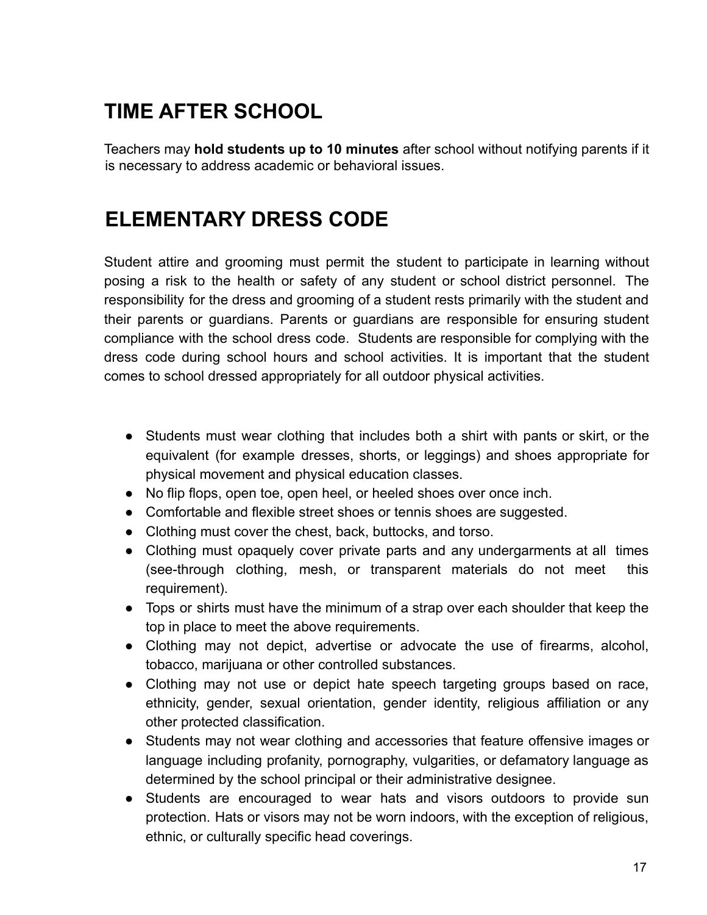# TIME AFTER SCHOOL

Teachers may **hold students up to 10 minutes** after school without notifying parents if it is necessary to address academic or behavioral issues.

# ELEMENTARY DRESS CODE

Student attire and grooming must permit the student to participate in learning without posing a risk to the health or safety of any student or school district personnel. The responsibility for the dress and grooming of a student rests primarily with the student and their parents or guardians. Parents or guardians are responsible for ensuring student compliance with the school dress code. Students are responsible for complying with the dress code during school hours and school activities. It is important that the student comes to school dressed appropriately for all outdoor physical activities.

- Students must wear clothing that includes both a shirt with pants or skirt, or the equivalent (for example dresses, shorts, or leggings) and shoes appropriate for physical movement and physical education classes.
- No flip flops, open toe, open heel, or heeled shoes over once inch.
- Comfortable and flexible street shoes or tennis shoes are suggested.
- Clothing must cover the chest, back, buttocks, and torso.
- Clothing must opaquely cover private parts and any undergarments at all times (see-through clothing, mesh, or transparent materials do not meet this requirement).
- Tops or shirts must have the minimum of a strap over each shoulder that keep the top in place to meet the above requirements.
- Clothing may not depict, advertise or advocate the use of firearms, alcohol, tobacco, marijuana or other controlled substances.
- Clothing may not use or depict hate speech targeting groups based on race, ethnicity, gender, sexual orientation, gender identity, religious affiliation or any other protected classification.
- Students may not wear clothing and accessories that feature offensive images or language including profanity, pornography, vulgarities, or defamatory language as determined by the school principal or their administrative designee.
- Students are encouraged to wear hats and visors outdoors to provide sun protection. Hats or visors may not be worn indoors, with the exception of religious, ethnic, or culturally specific head coverings.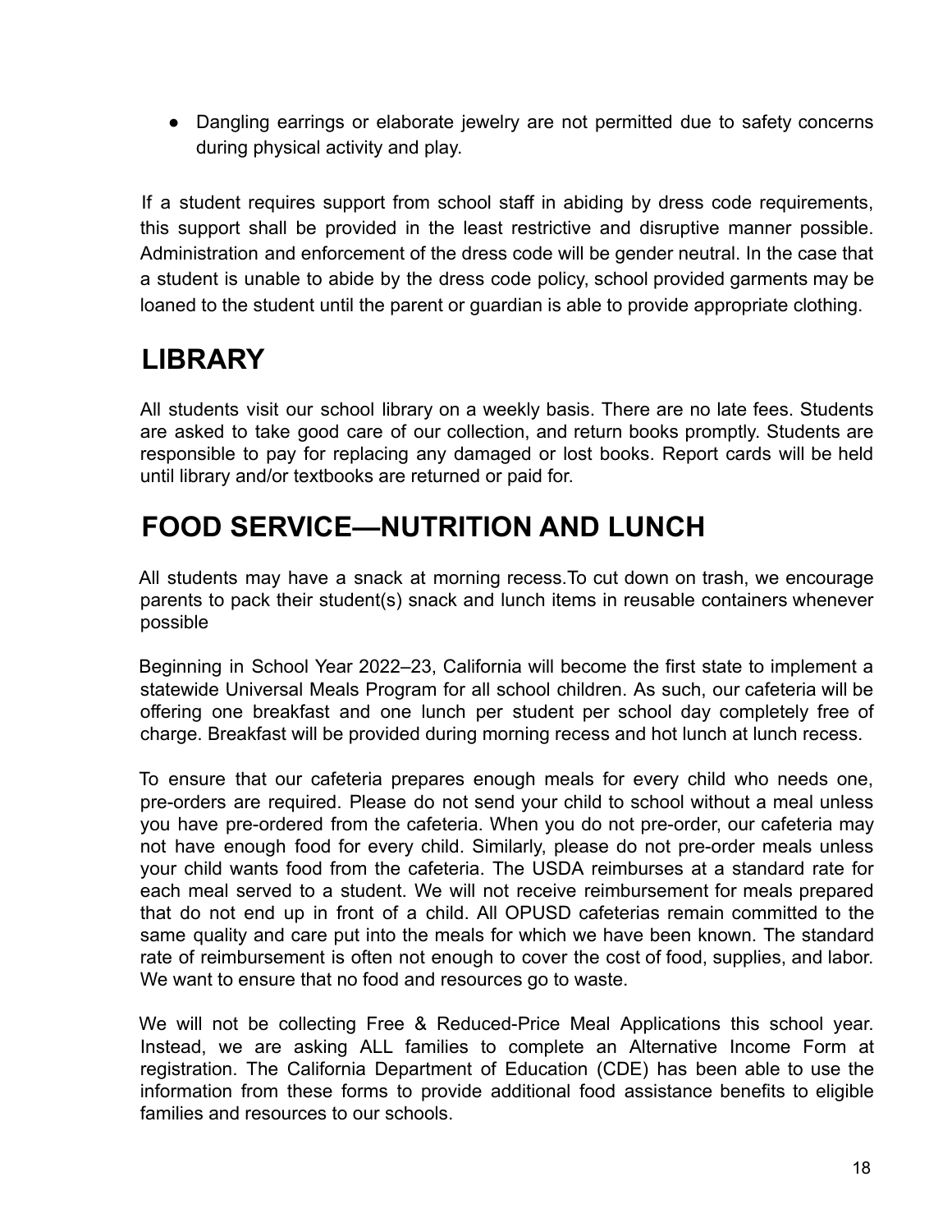- Dangling earrings or elaborate jewelry are not permitted due to safety concerns during physical activity and play.

If a student requires support from school staff in abiding by dress code requirements, this support shall be provided in the least restrictive and disruptive manner possible. Administration and enforcement of the dress code will be gender neutral. In the case that a student is unable to abide by the dress code policy, school provided garments may be loaned to the student until the parent or guardian is able to provide appropriate clothing.

# LIBRARY

All students visit our school library on a weekly basis. There are no late fees. Students are asked to take good care of our collection, and return books promptly. Students are responsible to pay for replacing any damaged or lost books. Report cards will be held until library and/or textbooks are returned or paid for.

# FOOD SERVICE—NUTRITION AND LUNCH

All students may have a snack at morning recess.To cut down on trash, we encourage parents to pack their student(s) snack and lunch items in reusable containers whenever possible

Beginning in School Year 2022–23, California will become the first state to implement a statewide Universal Meals Program for all school children. As such, our cafeteria will be offering one breakfast and one lunch per student per school day completely free of charge. Breakfast will be provided during morning recess and hot lunch at lunch recess.

To ensure that our cafeteria prepares enough meals for every child who needs one, pre-orders are required. Please do not send your child to school without a meal unless you have pre-ordered from the cafeteria. When you do not pre-order, our cafeteria may not have enough food for every child. Similarly, please do not pre-order meals unless your child wants food from the cafeteria. The USDA reimburses at a standard rate for each meal served to a student. We will not receive reimbursement for meals prepared that do not end up in front of a child. All OPUSD cafeterias remain committed to the same quality and care put into the meals for which we have been known. The standard rate of reimbursement is often not enough to cover the cost of food, supplies, and labor. We want to ensure that no food and resources go to waste.

We will not be collecting Free & Reduced-Price Meal Applications this school year. Instead, we are asking ALL families to complete an Alternative Income Form at registration. The California Department of Education (CDE) has been able to use the information from these forms to provide additional food assistance benefits to eligible families and resources to our schools.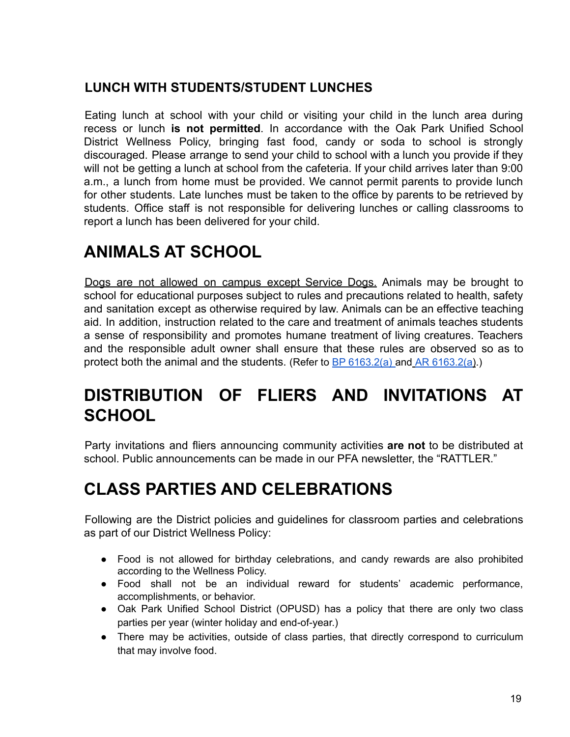### LUNCH WITH STUDENTS/STUDENT LUNCHES

Eating lunch at school with your child or visiting your child in the lunch area during recess or lunch **is not permitted**. In accordance with the Oak Park Unified School District Wellness Policy, bringing fast food, candy or soda to school is strongly discouraged. Please arrange to send your child to school with a lunch you provide if they will not be getting a lunch at school from the cafeteria. If your child arrives later than 9:00 a.m., a lunch from home must be provided. We cannot permit parents to provide lunch for other students. Late lunches must be taken to the office by parents to be retrieved by students. Office staff is not responsible for delivering lunches or calling classrooms to report a lunch has been delivered for your child.

## ANIMALS AT SCHOOL

Dogs are not allowed on campus except Service Dogs. Animals may be brought to school for educational purposes subject to rules and precautions related to health, safety and sanitation except as otherwise required by law. Animals can be an effective teaching aid. In addition, instruction related to the care and treatment of animals teaches students a sense of responsibility and promotes humane treatment of living creatures. Teachers and the responsible adult owner shall ensure that these rules are observed so as to protect both the animal and the students. (Refer to BP 6163.2(a) and AR 6163.2(a).)

## DISTRIBUTION OF FLIERS AND INVITATIONS AT SCHOOL

Party invitations and fliers announcing community activities **are not** to be distributed at school. Public announcements can be made in our PFA newsletter, the "RATTLER."

## CLASS PARTIES AND CELEBRATIONS

Following are the District policies and guidelines for classroom parties and celebrations as part of our District Wellness Policy:

- Food is not allowed for birthday celebrations, and candy rewards are also prohibited according to the Wellness Policy.
- Food shall not be an individual reward for students' academic performance, accomplishments, or behavior.
- Oak Park Unified School District (OPUSD) has a policy that there are only two class parties per year (winter holiday and end-of-year.)
- There may be activities, outside of class parties, that directly correspond to curriculum that may involve food.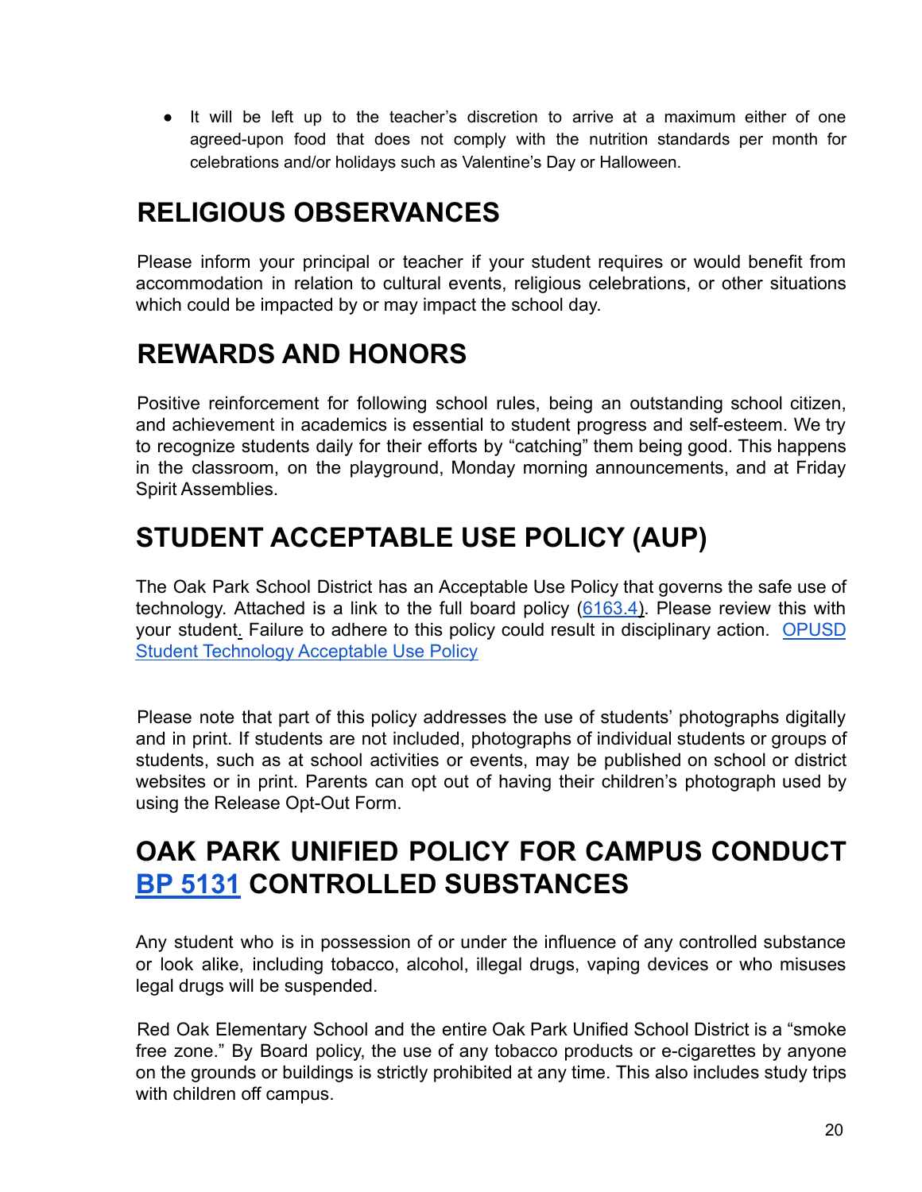- It will be left up to the teacher's discretion to arrive at a maximum either of one agreed-upon food that does not comply with the nutrition standards per month for celebrations and/or holidays such as Valentine's Day or Halloween.

# RELIGIOUS OBSERVANCES

Please inform your principal or teacher if your student requires or would benefit from accommodation in relation to cultural events, religious celebrations, or other situations which could be impacted by or may impact the school day.

# REWARDS AND HONORS

Positive reinforcement for following school rules, being an outstanding school citizen, and achievement in academics is essential to student progress and self-esteem. We try to recognize students daily for their efforts by "catching" them being good. This happens in the classroom, on the playground, Monday morning announcements, and at Friday Spirit Assemblies.

# STUDENT ACCEPTABLE USE POLICY (AUP)

The Oak Park School District has an Acceptable Use Policy that governs the safe use of technology. Attached is a link to the full board policy (6163.4). Please review this with your student. Failure to adhere to this policy could result in disciplinary action. OPUSD Student Technology Acceptable Use Policy

Please note that part of this policy addresses the use of students' photographs digitally and in print. If students are not included, photographs of individual students or groups of students, such as at school activities or events, may be published on school or district websites or in print. Parents can opt out of having their children's photograph used by using the Release Opt-Out Form.

# OAK PARK UNIFIED POLICY FOR CAMPUS CONDUCT BP 5131 CONTROLLED SUBSTANCES

Any student who is in possession of or under the influence of any controlled substance or look alike, including tobacco, alcohol, illegal drugs, vaping devices or who misuses legal drugs will be suspended.

Red Oak Elementary School and the entire Oak Park Unified School District is a "smoke free zone." By Board policy, the use of any tobacco products or e-cigarettes by anyone on the grounds or buildings is strictly prohibited at any time. This also includes study trips with children off campus.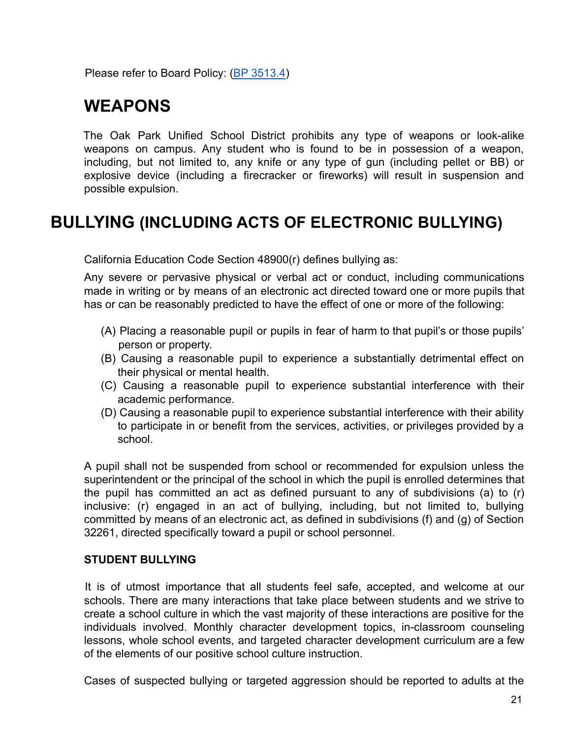Please refer to Board Policy: ([BP 3513.4](BP 3513.4))

# WEAPONS

The Oak Park Unified School District prohibits any type of weapons or look-alike weapons on campus. Any student who is found to be in possession of a weapon, including, but not limited to, any knife or any type of gun (including pellet or BB) or explosive device (including a firecracker or fireworks) will result in suspension and possible expulsion.

# BULLYING (INCLUDING ACTS OF ELECTRONIC BULLYING)

California Education Code Section 48900(r) defines bullying as:

Any severe or pervasive physical or verbal act or conduct, including communications made in writing or by means of an electronic act directed toward one or more pupils that has or can be reasonably predicted to have the effect of one or more of the following:

(A) Placing a reasonable pupil or pupils in fear of harm to that pupil's or those pupils' person or property.
(B) Causing a reasonable pupil to experience a substantially detrimental effect on their physical or mental health.
(C) Causing a reasonable pupil to experience substantial interference with their academic performance.
(D) Causing a reasonable pupil to experience substantial interference with their ability to participate in or benefit from the services, activities, or privileges provided by a school.

A pupil shall not be suspended from school or recommended for expulsion unless the superintendent or the principal of the school in which the pupil is enrolled determines that the pupil has committed an act as defined pursuant to any of subdivisions (a) to (r) inclusive: (r) engaged in an act of bullying, including, but not limited to, bullying committed by means of an electronic act, as defined in subdivisions (f) and (g) of Section 32261, directed specifically toward a pupil or school personnel.

### STUDENT BULLYING

It is of utmost importance that all students feel safe, accepted, and welcome at our schools. There are many interactions that take place between students and we strive to create a school culture in which the vast majority of these interactions are positive for the individuals involved. Monthly character development topics, in-classroom counseling lessons, whole school events, and targeted character development curriculum are a few of the elements of our positive school culture instruction.

Cases of suspected bullying or targeted aggression should be reported to adults at the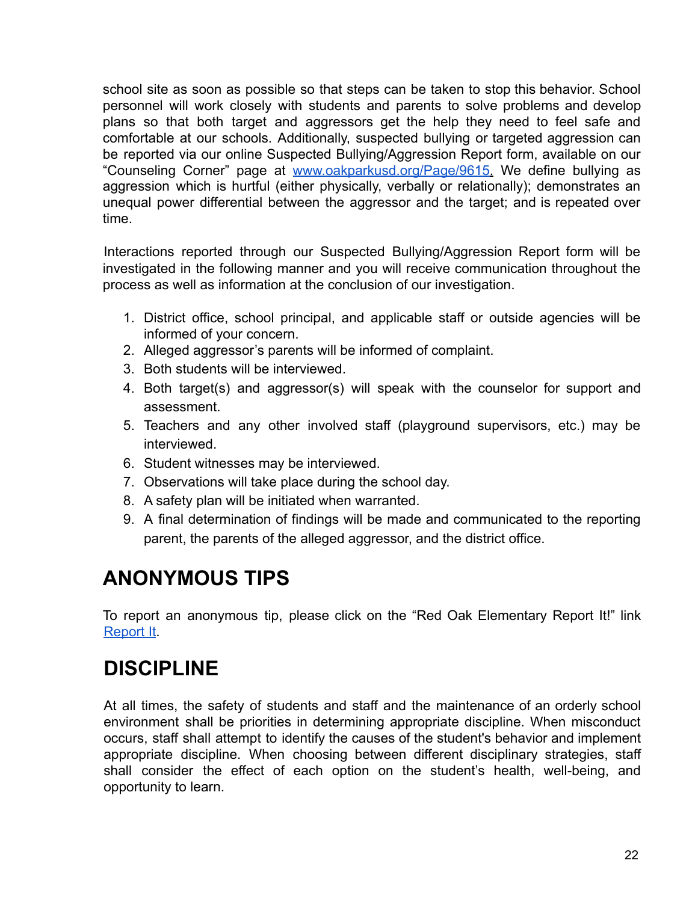school site as soon as possible so that steps can be taken to stop this behavior. School personnel will work closely with students and parents to solve problems and develop plans so that both target and aggressors get the help they need to feel safe and comfortable at our schools. Additionally, suspected bullying or targeted aggression can be reported via our online Suspected Bullying/Aggression Report form, available on our "Counseling Corner" page at [www.oakparkusd.org/Page/9615](www.oakparkusd.org/Page/9615). We define bullying as aggression which is hurtful (either physically, verbally or relationally); demonstrates an unequal power differential between the aggressor and the target; and is repeated over time.

Interactions reported through our Suspected Bullying/Aggression Report form will be investigated in the following manner and you will receive communication throughout the process as well as information at the conclusion of our investigation.

1. District office, school principal, and applicable staff or outside agencies will be informed of your concern.
2. Alleged aggressor's parents will be informed of complaint.
3. Both students will be interviewed.
4. Both target(s) and aggressor(s) will speak with the counselor for support and assessment.
5. Teachers and any other involved staff (playground supervisors, etc.) may be interviewed.
6. Student witnesses may be interviewed.
7. Observations will take place during the school day.
8. A safety plan will be initiated when warranted.
9. A final determination of findings will be made and communicated to the reporting parent, the parents of the alleged aggressor, and the district office.

# ANONYMOUS TIPS

To report an anonymous tip, please click on the "Red Oak Elementary Report It!" link Report It.

# DISCIPLINE

At all times, the safety of students and staff and the maintenance of an orderly school environment shall be priorities in determining appropriate discipline. When misconduct occurs, staff shall attempt to identify the causes of the student's behavior and implement appropriate discipline. When choosing between different disciplinary strategies, staff shall consider the effect of each option on the student's health, well-being, and opportunity to learn.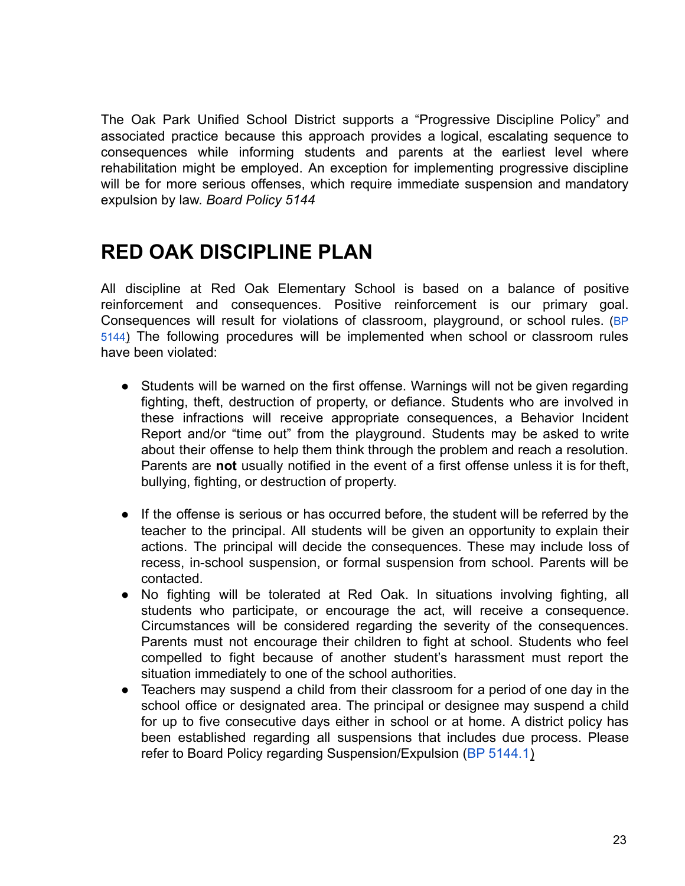The Oak Park Unified School District supports a "Progressive Discipline Policy" and associated practice because this approach provides a logical, escalating sequence to consequences while informing students and parents at the earliest level where rehabilitation might be employed. An exception for implementing progressive discipline will be for more serious offenses, which require immediate suspension and mandatory expulsion by law. *Board Policy 5144*

# RED OAK DISCIPLINE PLAN

All discipline at Red Oak Elementary School is based on a balance of positive reinforcement and consequences. Positive reinforcement is our primary goal. Consequences will result for violations of classroom, playground, or school rules. (BP 5144) The following procedures will be implemented when school or classroom rules have been violated:

- Students will be warned on the first offense. Warnings will not be given regarding fighting, theft, destruction of property, or defiance. Students who are involved in these infractions will receive appropriate consequences, a Behavior Incident Report and/or "time out" from the playground. Students may be asked to write about their offense to help them think through the problem and reach a resolution. Parents are **not** usually notified in the event of a first offense unless it is for theft, bullying, fighting, or destruction of property.
- If the offense is serious or has occurred before, the student will be referred by the teacher to the principal. All students will be given an opportunity to explain their actions. The principal will decide the consequences. These may include loss of recess, in-school suspension, or formal suspension from school. Parents will be contacted.
- No fighting will be tolerated at Red Oak. In situations involving fighting, all students who participate, or encourage the act, will receive a consequence. Circumstances will be considered regarding the severity of the consequences. Parents must not encourage their children to fight at school. Students who feel compelled to fight because of another student's harassment must report the situation immediately to one of the school authorities.
- Teachers may suspend a child from their classroom for a period of one day in the school office or designated area. The principal or designee may suspend a child for up to five consecutive days either in school or at home. A district policy has been established regarding all suspensions that includes due process. Please refer to Board Policy regarding Suspension/Expulsion (BP 5144.1)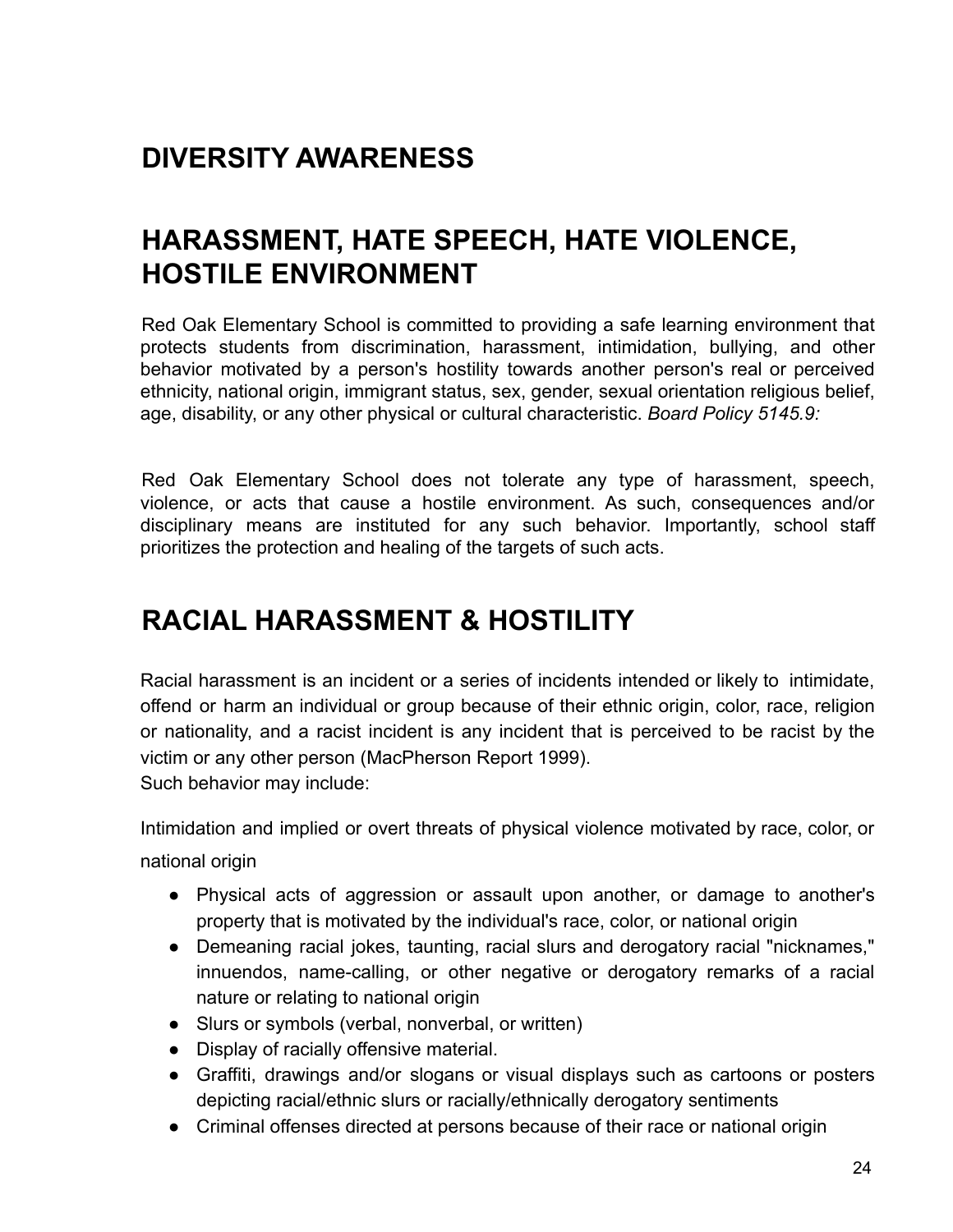## DIVERSITY AWARENESS

## HARASSMENT, HATE SPEECH, HATE VIOLENCE, HOSTILE ENVIRONMENT

Red Oak Elementary School is committed to providing a safe learning environment that protects students from discrimination, harassment, intimidation, bullying, and other behavior motivated by a person's hostility towards another person's real or perceived ethnicity, national origin, immigrant status, sex, gender, sexual orientation religious belief, age, disability, or any other physical or cultural characteristic. *Board Policy 5145.9:*

Red Oak Elementary School does not tolerate any type of harassment, speech, violence, or acts that cause a hostile environment. As such, consequences and/or disciplinary means are instituted for any such behavior. Importantly, school staff prioritizes the protection and healing of the targets of such acts.

## RACIAL HARASSMENT & HOSTILITY

Racial harassment is an incident or a series of incidents intended or likely to intimidate, offend or harm an individual or group because of their ethnic origin, color, race, religion or nationality, and a racist incident is any incident that is perceived to be racist by the victim or any other person (MacPherson Report 1999).
Such behavior may include:

Intimidation and implied or overt threats of physical violence motivated by race, color, or national origin

- Physical acts of aggression or assault upon another, or damage to another's property that is motivated by the individual's race, color, or national origin
- Demeaning racial jokes, taunting, racial slurs and derogatory racial "nicknames," innuendos, name-calling, or other negative or derogatory remarks of a racial nature or relating to national origin
- Slurs or symbols (verbal, nonverbal, or written)
- Display of racially offensive material.
- Graffiti, drawings and/or slogans or visual displays such as cartoons or posters depicting racial/ethnic slurs or racially/ethnically derogatory sentiments
- Criminal offenses directed at persons because of their race or national origin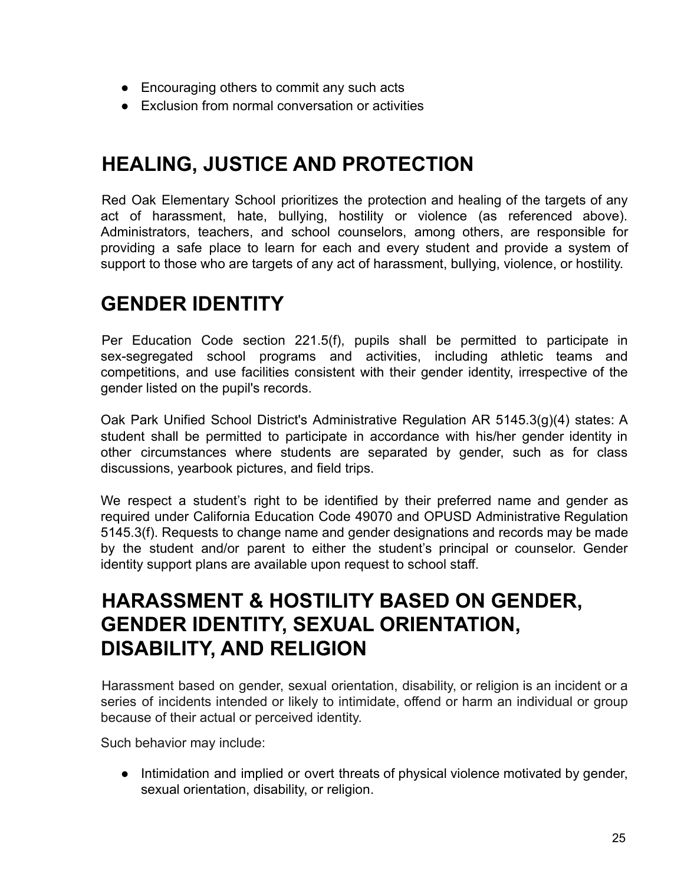- Encouraging others to commit any such acts
- Exclusion from normal conversation or activities

## HEALING, JUSTICE AND PROTECTION

Red Oak Elementary School prioritizes the protection and healing of the targets of any act of harassment, hate, bullying, hostility or violence (as referenced above). Administrators, teachers, and school counselors, among others, are responsible for providing a safe place to learn for each and every student and provide a system of support to those who are targets of any act of harassment, bullying, violence, or hostility.

## GENDER IDENTITY

Per Education Code section 221.5(f), pupils shall be permitted to participate in sex-segregated school programs and activities, including athletic teams and competitions, and use facilities consistent with their gender identity, irrespective of the gender listed on the pupil's records.

Oak Park Unified School District's Administrative Regulation AR 5145.3(g)(4) states: A student shall be permitted to participate in accordance with his/her gender identity in other circumstances where students are separated by gender, such as for class discussions, yearbook pictures, and field trips.

We respect a student's right to be identified by their preferred name and gender as required under California Education Code 49070 and OPUSD Administrative Regulation 5145.3(f). Requests to change name and gender designations and records may be made by the student and/or parent to either the student's principal or counselor. Gender identity support plans are available upon request to school staff.

## HARASSMENT & HOSTILITY BASED ON GENDER, GENDER IDENTITY, SEXUAL ORIENTATION, DISABILITY, AND RELIGION

Harassment based on gender, sexual orientation, disability, or religion is an incident or a series of incidents intended or likely to intimidate, offend or harm an individual or group because of their actual or perceived identity.

Such behavior may include:

- Intimidation and implied or overt threats of physical violence motivated by gender, sexual orientation, disability, or religion.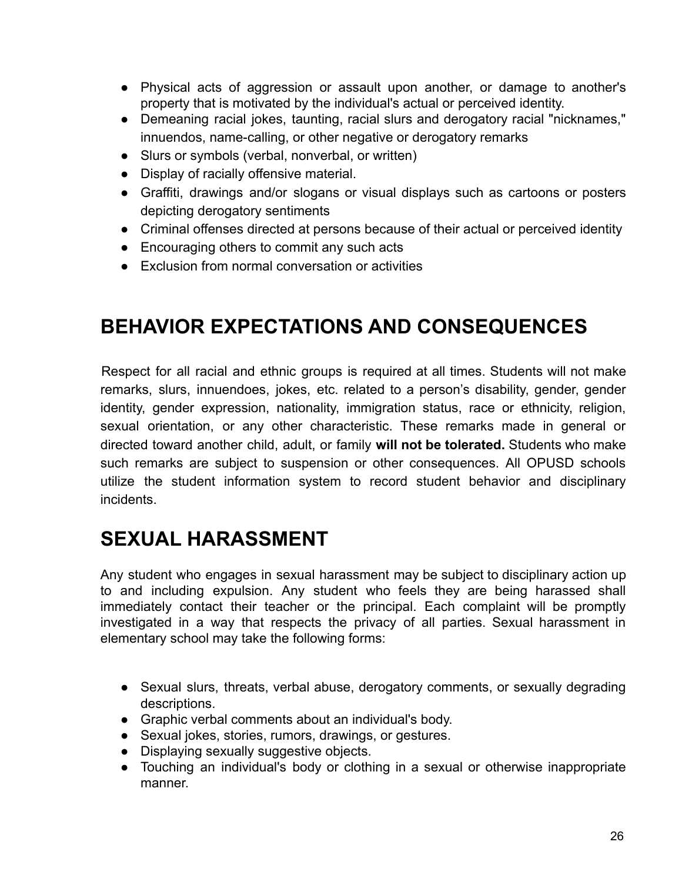- Physical acts of aggression or assault upon another, or damage to another's property that is motivated by the individual's actual or perceived identity.
- Demeaning racial jokes, taunting, racial slurs and derogatory racial "nicknames," innuendos, name-calling, or other negative or derogatory remarks
- Slurs or symbols (verbal, nonverbal, or written)
- Display of racially offensive material.
- Graffiti, drawings and/or slogans or visual displays such as cartoons or posters depicting derogatory sentiments
- Criminal offenses directed at persons because of their actual or perceived identity
- Encouraging others to commit any such acts
- Exclusion from normal conversation or activities

# BEHAVIOR EXPECTATIONS AND CONSEQUENCES

Respect for all racial and ethnic groups is required at all times. Students will not make remarks, slurs, innuendoes, jokes, etc. related to a person's disability, gender, gender identity, gender expression, nationality, immigration status, race or ethnicity, religion, sexual orientation, or any other characteristic. These remarks made in general or directed toward another child, adult, or family **will not be tolerated.** Students who make such remarks are subject to suspension or other consequences. All OPUSD schools utilize the student information system to record student behavior and disciplinary incidents.

# SEXUAL HARASSMENT

Any student who engages in sexual harassment may be subject to disciplinary action up to and including expulsion. Any student who feels they are being harassed shall immediately contact their teacher or the principal. Each complaint will be promptly investigated in a way that respects the privacy of all parties. Sexual harassment in elementary school may take the following forms:

- Sexual slurs, threats, verbal abuse, derogatory comments, or sexually degrading descriptions.
- Graphic verbal comments about an individual's body.
- Sexual jokes, stories, rumors, drawings, or gestures.
- Displaying sexually suggestive objects.
- Touching an individual's body or clothing in a sexual or otherwise inappropriate manner.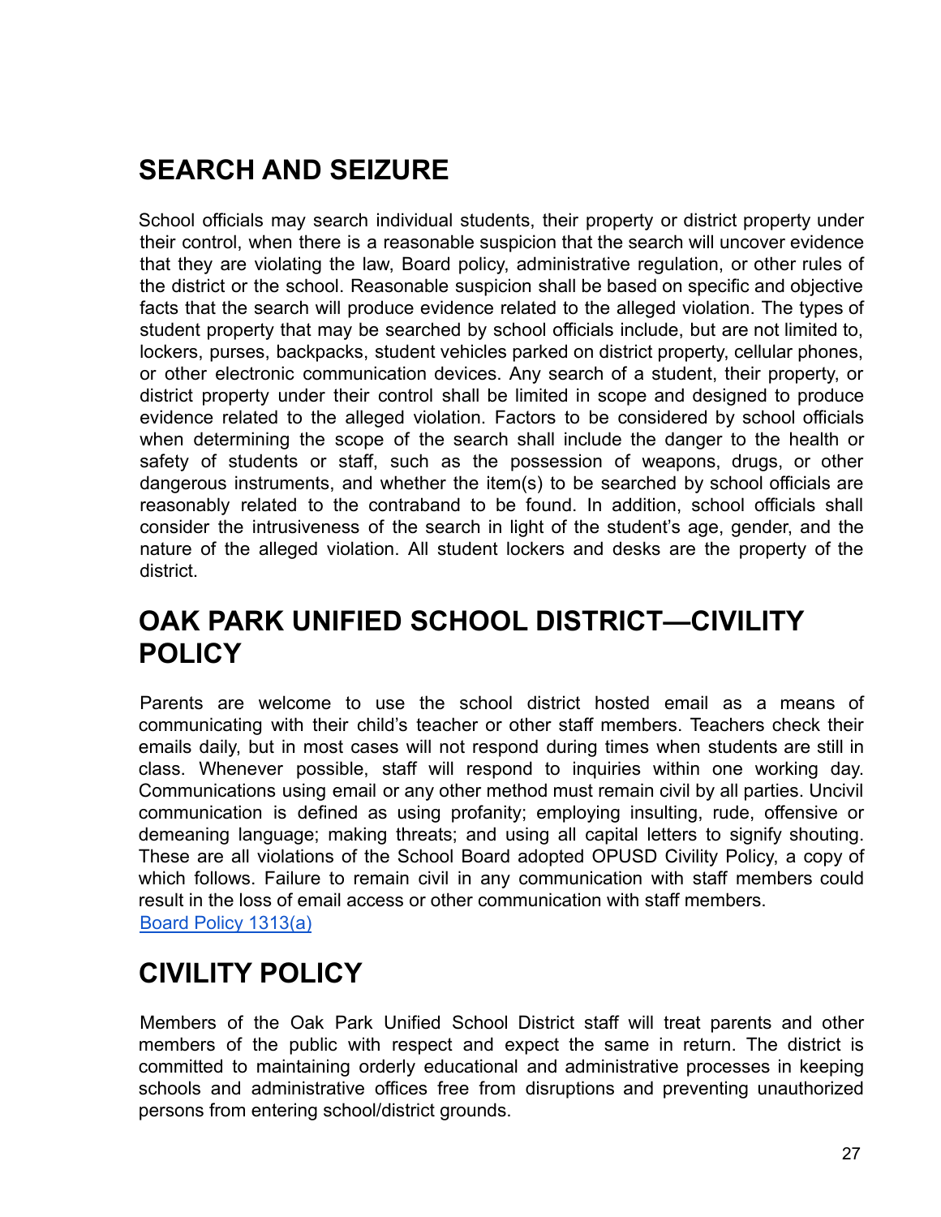## SEARCH AND SEIZURE

School officials may search individual students, their property or district property under their control, when there is a reasonable suspicion that the search will uncover evidence that they are violating the law, Board policy, administrative regulation, or other rules of the district or the school. Reasonable suspicion shall be based on specific and objective facts that the search will produce evidence related to the alleged violation. The types of student property that may be searched by school officials include, but are not limited to, lockers, purses, backpacks, student vehicles parked on district property, cellular phones, or other electronic communication devices. Any search of a student, their property, or district property under their control shall be limited in scope and designed to produce evidence related to the alleged violation. Factors to be considered by school officials when determining the scope of the search shall include the danger to the health or safety of students or staff, such as the possession of weapons, drugs, or other dangerous instruments, and whether the item(s) to be searched by school officials are reasonably related to the contraband to be found. In addition, school officials shall consider the intrusiveness of the search in light of the student's age, gender, and the nature of the alleged violation. All student lockers and desks are the property of the district.

## OAK PARK UNIFIED SCHOOL DISTRICT—CIVILITY POLICY

Parents are welcome to use the school district hosted email as a means of communicating with their child's teacher or other staff members. Teachers check their emails daily, but in most cases will not respond during times when students are still in class. Whenever possible, staff will respond to inquiries within one working day. Communications using email or any other method must remain civil by all parties. Uncivil communication is defined as using profanity; employing insulting, rude, offensive or demeaning language; making threats; and using all capital letters to signify shouting. These are all violations of the School Board adopted OPUSD Civility Policy, a copy of which follows. Failure to remain civil in any communication with staff members could result in the loss of email access or other communication with staff members.
Board Policy 1313(a)

## CIVILITY POLICY

Members of the Oak Park Unified School District staff will treat parents and other members of the public with respect and expect the same in return. The district is committed to maintaining orderly educational and administrative processes in keeping schools and administrative offices free from disruptions and preventing unauthorized persons from entering school/district grounds.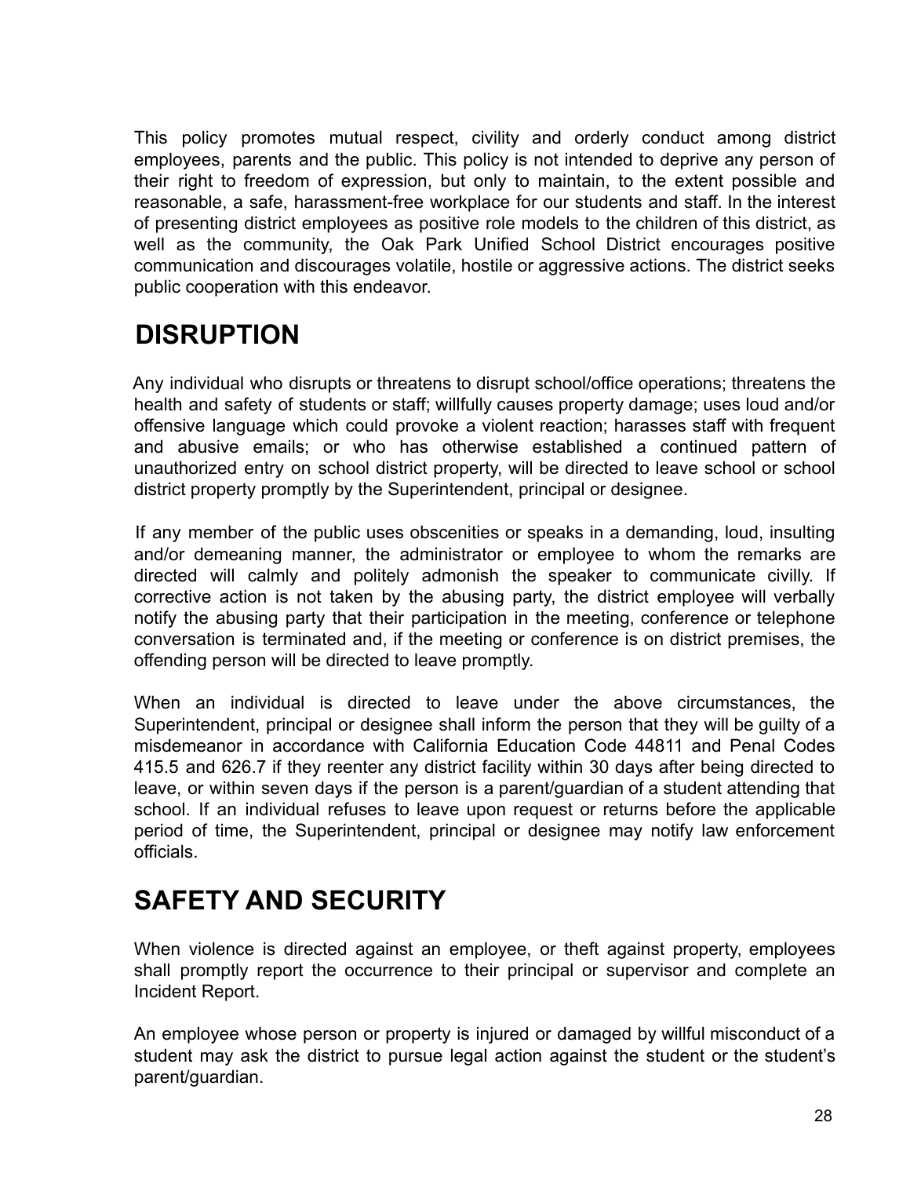This policy promotes mutual respect, civility and orderly conduct among district employees, parents and the public. This policy is not intended to deprive any person of their right to freedom of expression, but only to maintain, to the extent possible and reasonable, a safe, harassment-free workplace for our students and staff. In the interest of presenting district employees as positive role models to the children of this district, as well as the community, the Oak Park Unified School District encourages positive communication and discourages volatile, hostile or aggressive actions. The district seeks public cooperation with this endeavor.

## DISRUPTION

Any individual who disrupts or threatens to disrupt school/office operations; threatens the health and safety of students or staff; willfully causes property damage; uses loud and/or offensive language which could provoke a violent reaction; harasses staff with frequent and abusive emails; or who has otherwise established a continued pattern of unauthorized entry on school district property, will be directed to leave school or school district property promptly by the Superintendent, principal or designee.

If any member of the public uses obscenities or speaks in a demanding, loud, insulting and/or demeaning manner, the administrator or employee to whom the remarks are directed will calmly and politely admonish the speaker to communicate civilly. If corrective action is not taken by the abusing party, the district employee will verbally notify the abusing party that their participation in the meeting, conference or telephone conversation is terminated and, if the meeting or conference is on district premises, the offending person will be directed to leave promptly.

When an individual is directed to leave under the above circumstances, the Superintendent, principal or designee shall inform the person that they will be guilty of a misdemeanor in accordance with California Education Code 44811 and Penal Codes 415.5 and 626.7 if they reenter any district facility within 30 days after being directed to leave, or within seven days if the person is a parent/guardian of a student attending that school. If an individual refuses to leave upon request or returns before the applicable period of time, the Superintendent, principal or designee may notify law enforcement officials.

## SAFETY AND SECURITY

When violence is directed against an employee, or theft against property, employees shall promptly report the occurrence to their principal or supervisor and complete an Incident Report.

An employee whose person or property is injured or damaged by willful misconduct of a student may ask the district to pursue legal action against the student or the student's parent/guardian.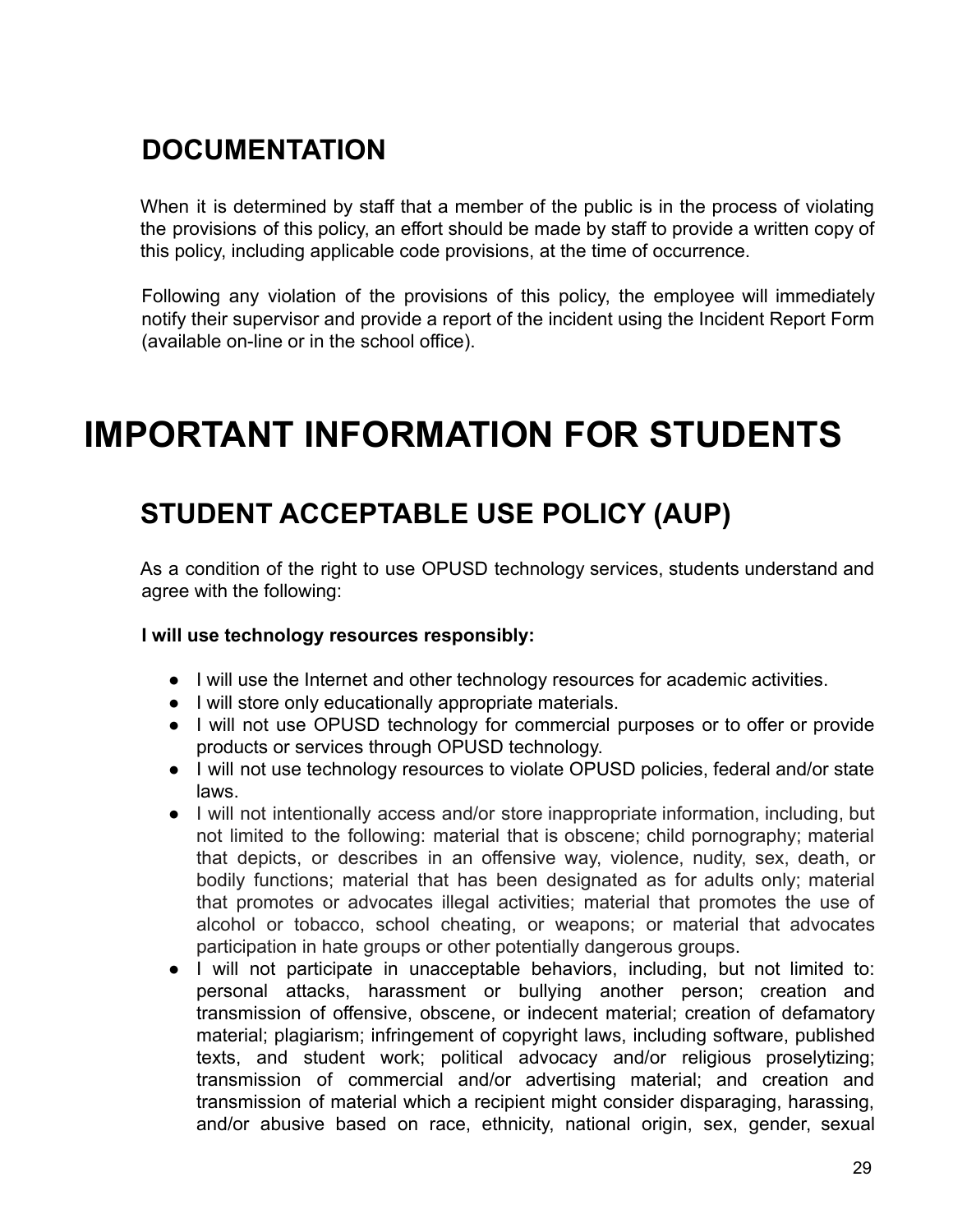## DOCUMENTATION

When it is determined by staff that a member of the public is in the process of violating the provisions of this policy, an effort should be made by staff to provide a written copy of this policy, including applicable code provisions, at the time of occurrence.

Following any violation of the provisions of this policy, the employee will immediately notify their supervisor and provide a report of the incident using the Incident Report Form (available on-line or in the school office).

# IMPORTANT INFORMATION FOR STUDENTS

## STUDENT ACCEPTABLE USE POLICY (AUP)

As a condition of the right to use OPUSD technology services, students understand and agree with the following:

**I will use technology resources responsibly:**

- I will use the Internet and other technology resources for academic activities.
- I will store only educationally appropriate materials.
- I will not use OPUSD technology for commercial purposes or to offer or provide products or services through OPUSD technology.
- I will not use technology resources to violate OPUSD policies, federal and/or state laws.
- I will not intentionally access and/or store inappropriate information, including, but not limited to the following: material that is obscene; child pornography; material that depicts, or describes in an offensive way, violence, nudity, sex, death, or bodily functions; material that has been designated as for adults only; material that promotes or advocates illegal activities; material that promotes the use of alcohol or tobacco, school cheating, or weapons; or material that advocates participation in hate groups or other potentially dangerous groups.
- I will not participate in unacceptable behaviors, including, but not limited to: personal attacks, harassment or bullying another person; creation and transmission of offensive, obscene, or indecent material; creation of defamatory material; plagiarism; infringement of copyright laws, including software, published texts, and student work; political advocacy and/or religious proselytizing; transmission of commercial and/or advertising material; and creation and transmission of material which a recipient might consider disparaging, harassing, and/or abusive based on race, ethnicity, national origin, sex, gender, sexual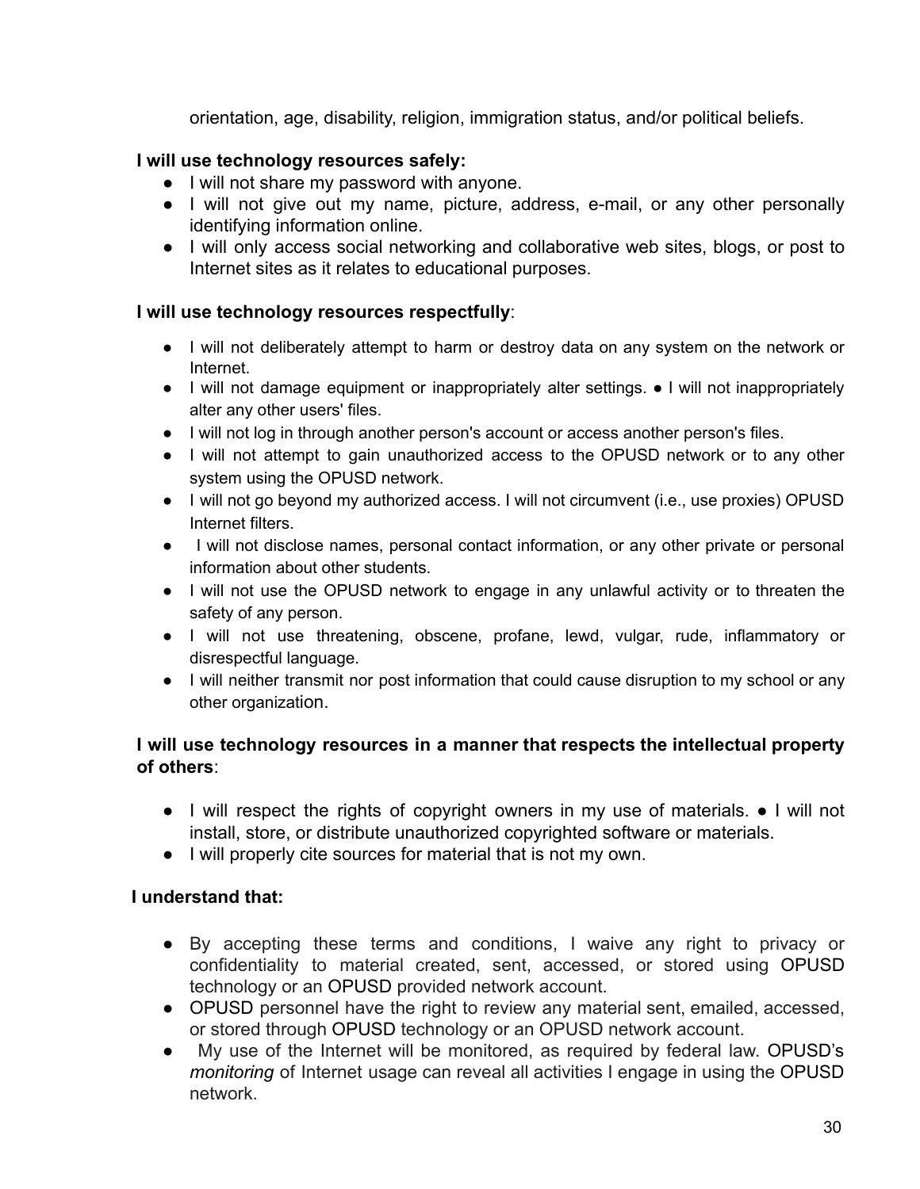orientation, age, disability, religion, immigration status, and/or political beliefs.

**I will use technology resources safely:**

- I will not share my password with anyone.
- I will not give out my name, picture, address, e-mail, or any other personally identifying information online.
- I will only access social networking and collaborative web sites, blogs, or post to Internet sites as it relates to educational purposes.

**I will use technology resources respectfully**:

- I will not deliberately attempt to harm or destroy data on any system on the network or Internet.
- I will not damage equipment or inappropriately alter settings. ● I will not inappropriately alter any other users' files.
- I will not log in through another person's account or access another person's files.
- I will not attempt to gain unauthorized access to the OPUSD network or to any other system using the OPUSD network.
- I will not go beyond my authorized access. I will not circumvent (i.e., use proxies) OPUSD Internet filters.
- I will not disclose names, personal contact information, or any other private or personal information about other students.
- I will not use the OPUSD network to engage in any unlawful activity or to threaten the safety of any person.
- I will not use threatening, obscene, profane, lewd, vulgar, rude, inflammatory or disrespectful language.
- I will neither transmit nor post information that could cause disruption to my school or any other organization.

**I will use technology resources in a manner that respects the intellectual property of others**:

- I will respect the rights of copyright owners in my use of materials. ● I will not install, store, or distribute unauthorized copyrighted software or materials.
- I will properly cite sources for material that is not my own.

**I understand that:**

- By accepting these terms and conditions, I waive any right to privacy or confidentiality to material created, sent, accessed, or stored using OPUSD technology or an OPUSD provided network account.
- OPUSD personnel have the right to review any material sent, emailed, accessed, or stored through OPUSD technology or an OPUSD network account.
- My use of the Internet will be monitored, as required by federal law. OPUSD's *monitoring* of Internet usage can reveal all activities I engage in using the OPUSD network.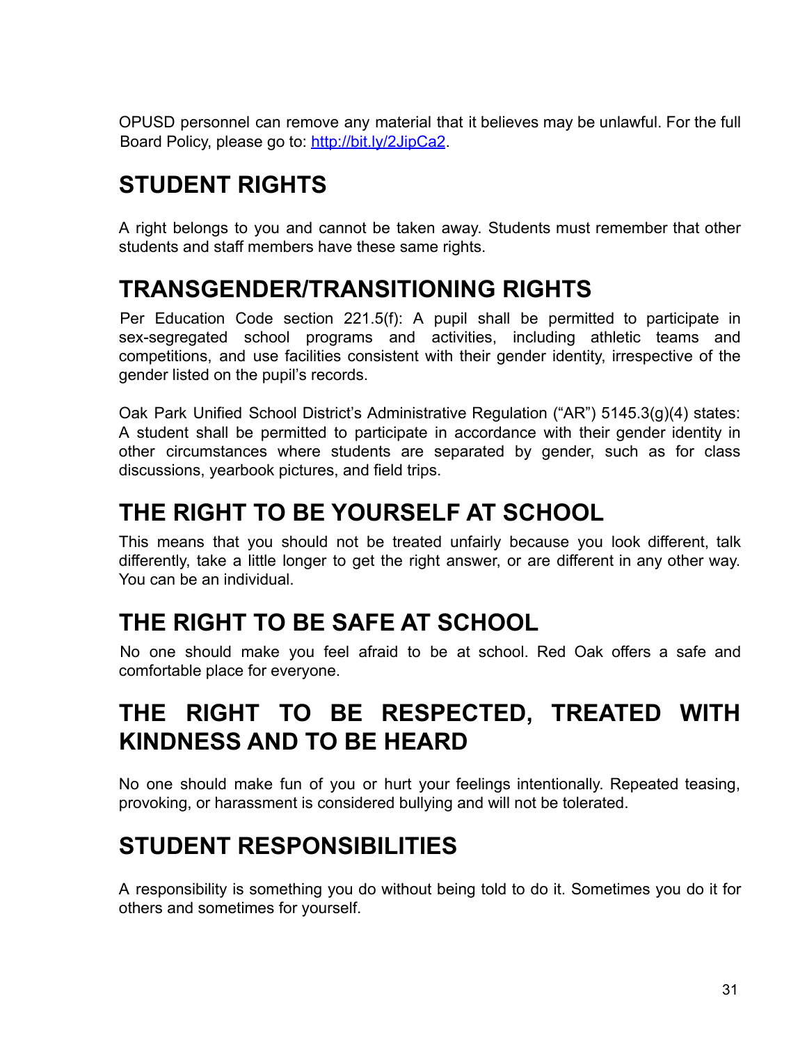OPUSD personnel can remove any material that it believes may be unlawful. For the full Board Policy, please go to: [http://bit.ly/2JipCa2](http://bit.ly/2JipCa2).

## STUDENT RIGHTS

A right belongs to you and cannot be taken away. Students must remember that other students and staff members have these same rights.

## TRANSGENDER/TRANSITIONING RIGHTS

Per Education Code section 221.5(f): A pupil shall be permitted to participate in sex-segregated school programs and activities, including athletic teams and competitions, and use facilities consistent with their gender identity, irrespective of the gender listed on the pupil's records.

Oak Park Unified School District's Administrative Regulation ("AR") 5145.3(g)(4) states: A student shall be permitted to participate in accordance with their gender identity in other circumstances where students are separated by gender, such as for class discussions, yearbook pictures, and field trips.

## THE RIGHT TO BE YOURSELF AT SCHOOL

This means that you should not be treated unfairly because you look different, talk differently, take a little longer to get the right answer, or are different in any other way. You can be an individual.

## THE RIGHT TO BE SAFE AT SCHOOL

No one should make you feel afraid to be at school. Red Oak offers a safe and comfortable place for everyone.

## THE RIGHT TO BE RESPECTED, TREATED WITH KINDNESS AND TO BE HEARD

No one should make fun of you or hurt your feelings intentionally. Repeated teasing, provoking, or harassment is considered bullying and will not be tolerated.

## STUDENT RESPONSIBILITIES

A responsibility is something you do without being told to do it. Sometimes you do it for others and sometimes for yourself.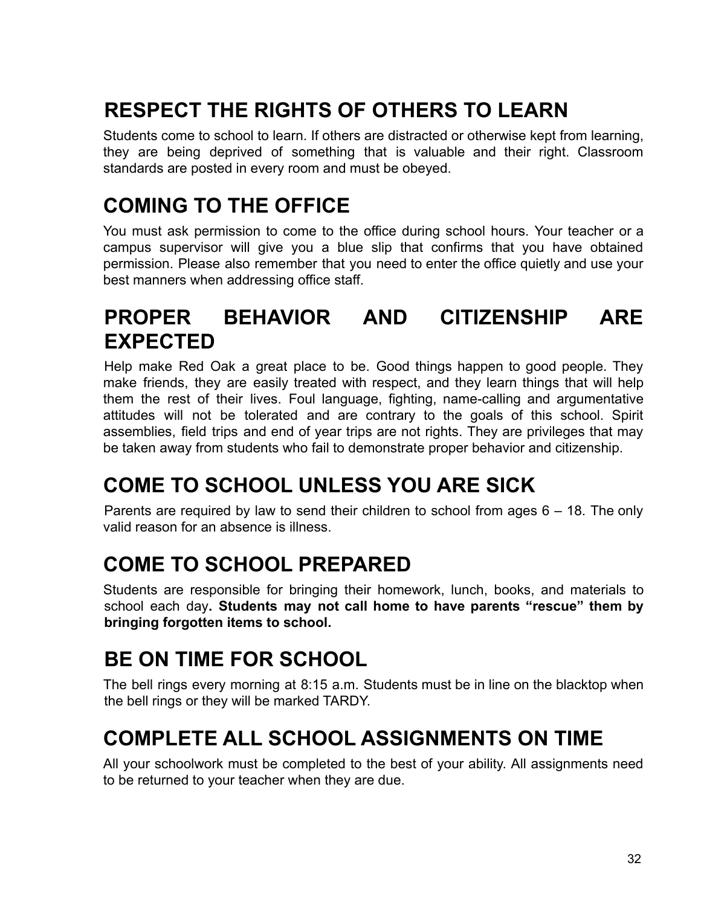## RESPECT THE RIGHTS OF OTHERS TO LEARN

Students come to school to learn. If others are distracted or otherwise kept from learning, they are being deprived of something that is valuable and their right. Classroom standards are posted in every room and must be obeyed.

## COMING TO THE OFFICE

You must ask permission to come to the office during school hours. Your teacher or a campus supervisor will give you a blue slip that confirms that you have obtained permission. Please also remember that you need to enter the office quietly and use your best manners when addressing office staff.

## PROPER BEHAVIOR AND CITIZENSHIP ARE EXPECTED

Help make Red Oak a great place to be. Good things happen to good people. They make friends, they are easily treated with respect, and they learn things that will help them the rest of their lives. Foul language, fighting, name-calling and argumentative attitudes will not be tolerated and are contrary to the goals of this school. Spirit assemblies, field trips and end of year trips are not rights. They are privileges that may be taken away from students who fail to demonstrate proper behavior and citizenship.

## COME TO SCHOOL UNLESS YOU ARE SICK

Parents are required by law to send their children to school from ages 6 – 18. The only valid reason for an absence is illness.

## COME TO SCHOOL PREPARED

Students are responsible for bringing their homework, lunch, books, and materials to school each day**. Students may not call home to have parents "rescue" them by bringing forgotten items to school.**

## BE ON TIME FOR SCHOOL

The bell rings every morning at 8:15 a.m. Students must be in line on the blacktop when the bell rings or they will be marked TARDY.

## COMPLETE ALL SCHOOL ASSIGNMENTS ON TIME

All your schoolwork must be completed to the best of your ability. All assignments need to be returned to your teacher when they are due.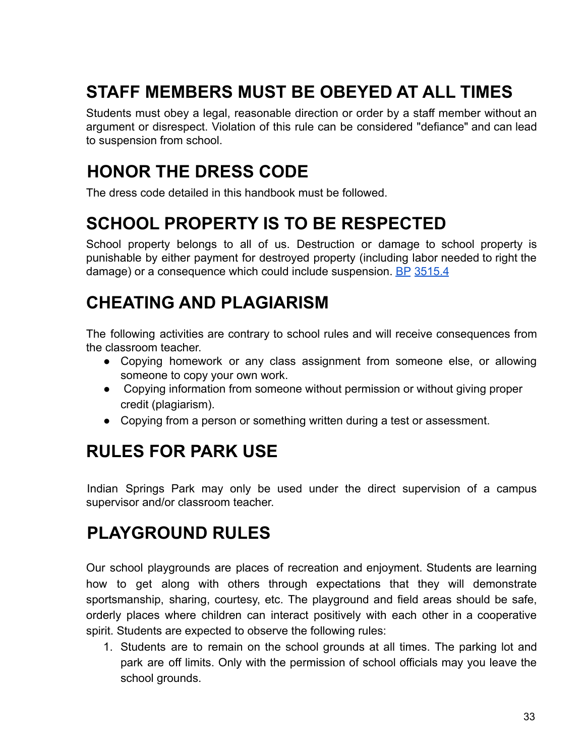## STAFF MEMBERS MUST BE OBEYED AT ALL TIMES

Students must obey a legal, reasonable direction or order by a staff member without an argument or disrespect. Violation of this rule can be considered "defiance" and can lead to suspension from school.

## HONOR THE DRESS CODE

The dress code detailed in this handbook must be followed.

## SCHOOL PROPERTY IS TO BE RESPECTED

School property belongs to all of us. Destruction or damage to school property is punishable by either payment for destroyed property (including labor needed to right the damage) or a consequence which could include suspension. BP 3515.4

## CHEATING AND PLAGIARISM

The following activities are contrary to school rules and will receive consequences from the classroom teacher.

- Copying homework or any class assignment from someone else, or allowing someone to copy your own work.
- Copying information from someone without permission or without giving proper credit (plagiarism).
- Copying from a person or something written during a test or assessment.

## RULES FOR PARK USE

Indian Springs Park may only be used under the direct supervision of a campus supervisor and/or classroom teacher.

## PLAYGROUND RULES

Our school playgrounds are places of recreation and enjoyment. Students are learning how to get along with others through expectations that they will demonstrate sportsmanship, sharing, courtesy, etc. The playground and field areas should be safe, orderly places where children can interact positively with each other in a cooperative spirit. Students are expected to observe the following rules:

1. Students are to remain on the school grounds at all times. The parking lot and park are off limits. Only with the permission of school officials may you leave the school grounds.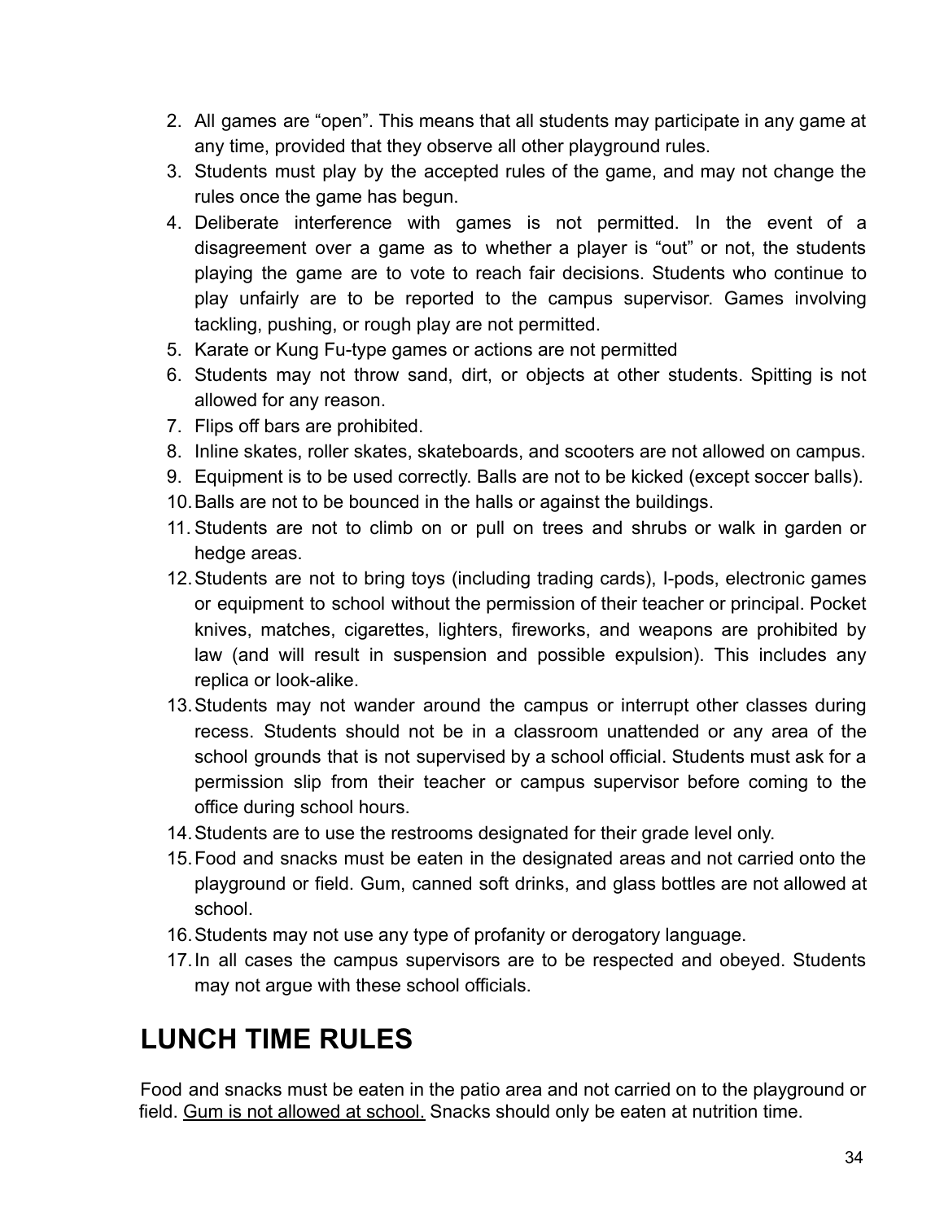2. All games are “open”. This means that all students may participate in any game at any time, provided that they observe all other playground rules.
3. Students must play by the accepted rules of the game, and may not change the rules once the game has begun.
4. Deliberate interference with games is not permitted. In the event of a disagreement over a game as to whether a player is “out” or not, the students playing the game are to vote to reach fair decisions. Students who continue to play unfairly are to be reported to the campus supervisor. Games involving tackling, pushing, or rough play are not permitted.
5. Karate or Kung Fu-type games or actions are not permitted
6. Students may not throw sand, dirt, or objects at other students. Spitting is not allowed for any reason.
7. Flips off bars are prohibited.
8. Inline skates, roller skates, skateboards, and scooters are not allowed on campus.
9. Equipment is to be used correctly. Balls are not to be kicked (except soccer balls).
10. Balls are not to be bounced in the halls or against the buildings.
11. Students are not to climb on or pull on trees and shrubs or walk in garden or hedge areas.
12. Students are not to bring toys (including trading cards), I-pods, electronic games or equipment to school without the permission of their teacher or principal. Pocket knives, matches, cigarettes, lighters, fireworks, and weapons are prohibited by law (and will result in suspension and possible expulsion). This includes any replica or look-alike.
13. Students may not wander around the campus or interrupt other classes during recess. Students should not be in a classroom unattended or any area of the school grounds that is not supervised by a school official. Students must ask for a permission slip from their teacher or campus supervisor before coming to the office during school hours.
14. Students are to use the restrooms designated for their grade level only.
15. Food and snacks must be eaten in the designated areas and not carried onto the playground or field. Gum, canned soft drinks, and glass bottles are not allowed at school.
16. Students may not use any type of profanity or derogatory language.
17. In all cases the campus supervisors are to be respected and obeyed. Students may not argue with these school officials.

# LUNCH TIME RULES

Food and snacks must be eaten in the patio area and not carried on to the playground or field. <u>Gum is not allowed at school.</u> Snacks should only be eaten at nutrition time.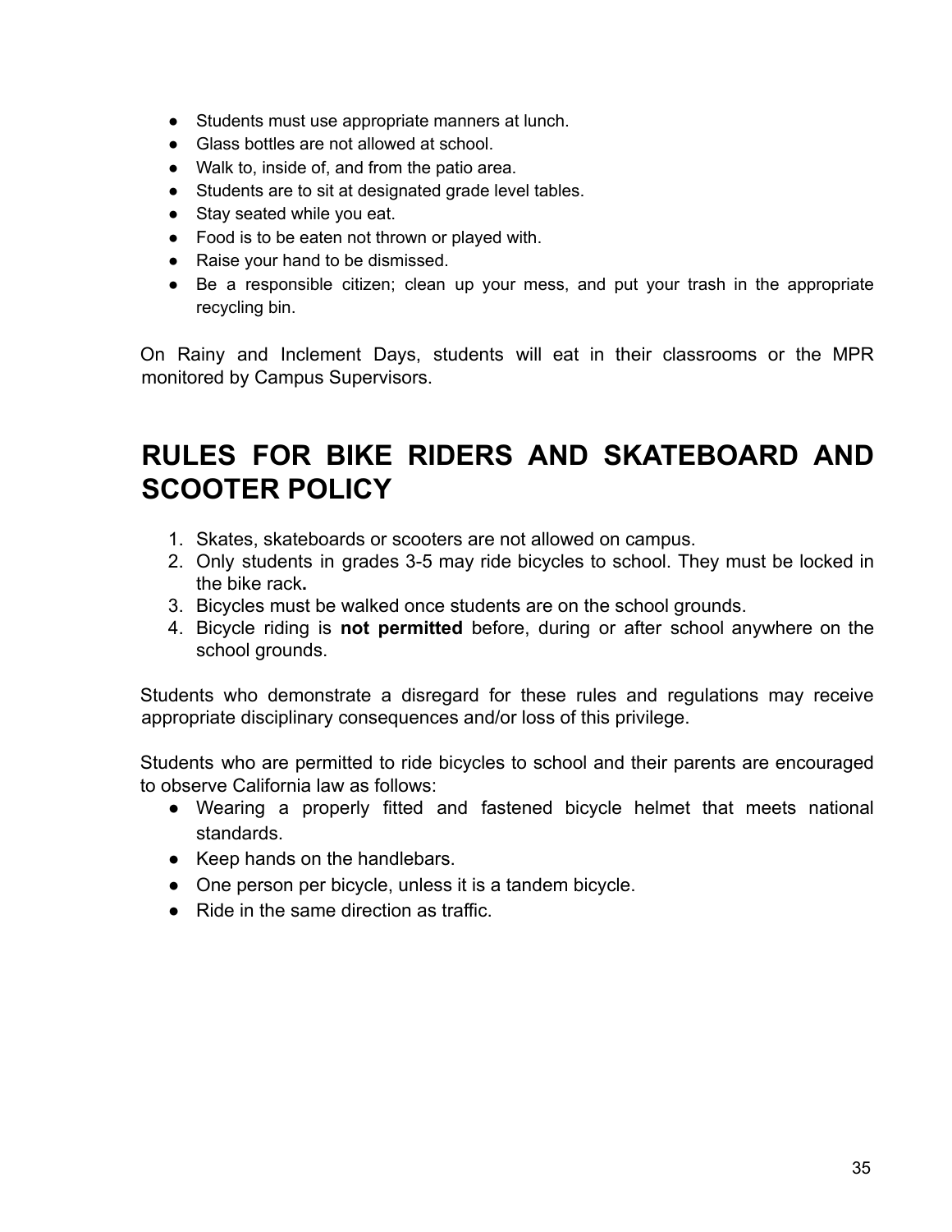- Students must use appropriate manners at lunch.
- Glass bottles are not allowed at school.
- Walk to, inside of, and from the patio area.
- Students are to sit at designated grade level tables.
- Stay seated while you eat.
- Food is to be eaten not thrown or played with.
- Raise your hand to be dismissed.
- Be a responsible citizen; clean up your mess, and put your trash in the appropriate recycling bin.

On Rainy and Inclement Days, students will eat in their classrooms or the MPR monitored by Campus Supervisors.

# RULES FOR BIKE RIDERS AND SKATEBOARD AND SCOOTER POLICY

1. Skates, skateboards or scooters are not allowed on campus.
2. Only students in grades 3-5 may ride bicycles to school. They must be locked in the bike rack**.**
3. Bicycles must be walked once students are on the school grounds.
4. Bicycle riding is **not permitted** before, during or after school anywhere on the school grounds.

Students who demonstrate a disregard for these rules and regulations may receive appropriate disciplinary consequences and/or loss of this privilege.

Students who are permitted to ride bicycles to school and their parents are encouraged to observe California law as follows:

- Wearing a properly fitted and fastened bicycle helmet that meets national standards.
- Keep hands on the handlebars.
- One person per bicycle, unless it is a tandem bicycle.
- Ride in the same direction as traffic.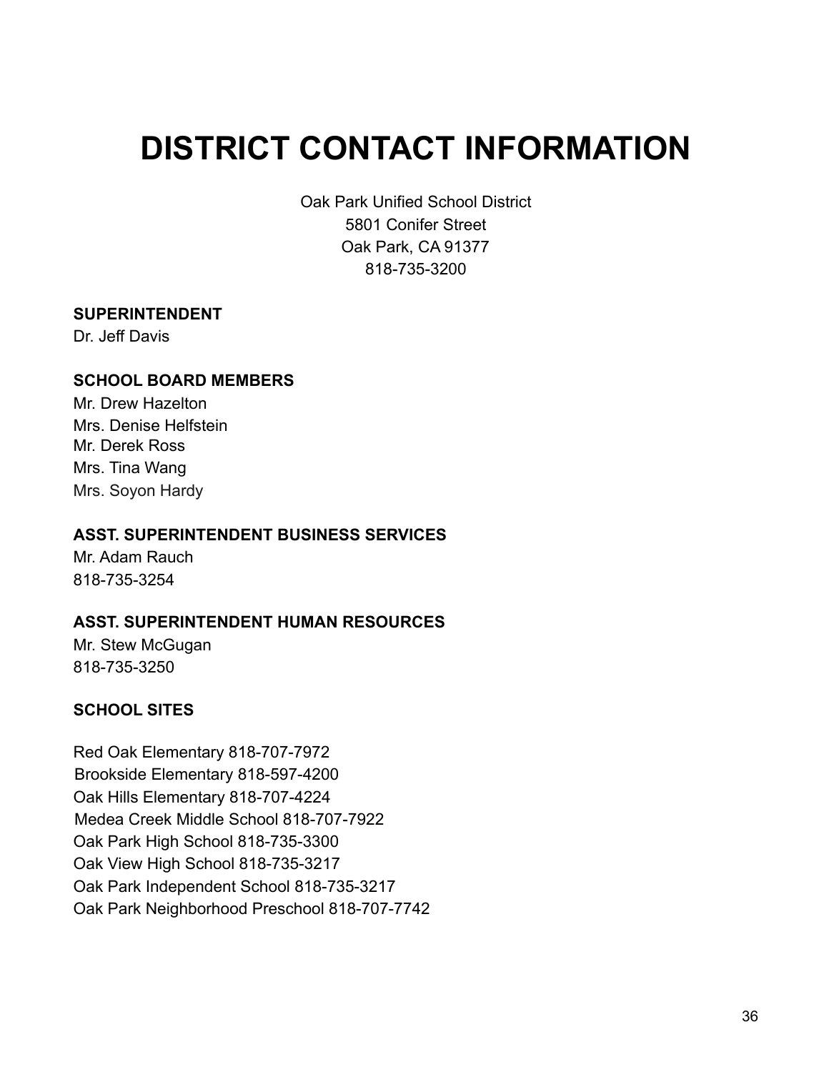# DISTRICT CONTACT INFORMATION

Oak Park Unified School District
5801 Conifer Street
Oak Park, CA 91377
818-735-3200

**SUPERINTENDENT**
Dr. Jeff Davis

**SCHOOL BOARD MEMBERS**
Mr. Drew Hazelton
Mrs. Denise Helfstein
Mr. Derek Ross
Mrs. Tina Wang
Mrs. Soyon Hardy

**ASST. SUPERINTENDENT BUSINESS SERVICES**
Mr. Adam Rauch
818-735-3254

**ASST. SUPERINTENDENT HUMAN RESOURCES**
Mr. Stew McGugan
818-735-3250

**SCHOOL SITES**

Red Oak Elementary 818-707-7972
Brookside Elementary 818-597-4200
Oak Hills Elementary 818-707-4224
Medea Creek Middle School 818-707-7922
Oak Park High School 818-735-3300
Oak View High School 818-735-3217
Oak Park Independent School 818-735-3217
Oak Park Neighborhood Preschool 818-707-7742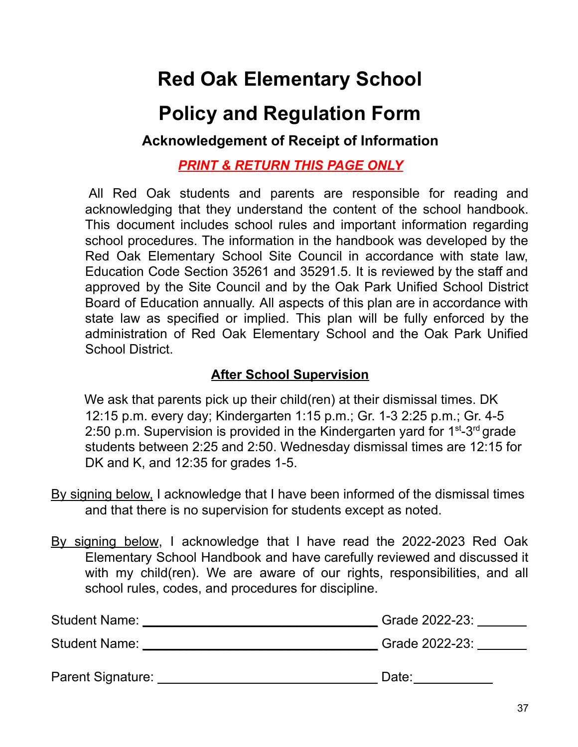# Red Oak Elementary School

# Policy and Regulation Form

### Acknowledgement of Receipt of Information

***PRINT & RETURN THIS PAGE ONLY***

All Red Oak students and parents are responsible for reading and acknowledging that they understand the content of the school handbook. This document includes school rules and important information regarding school procedures. The information in the handbook was developed by the Red Oak Elementary School Site Council in accordance with state law, Education Code Section 35261 and 35291.5. It is reviewed by the staff and approved by the Site Council and by the Oak Park Unified School District Board of Education annually. All aspects of this plan are in accordance with state law as specified or implied. This plan will be fully enforced by the administration of Red Oak Elementary School and the Oak Park Unified School District.

### After School Supervision

We ask that parents pick up their child(ren) at their dismissal times. DK 12:15 p.m. every day; Kindergarten 1:15 p.m.; Gr. 1-3 2:25 p.m.; Gr. 4-5 2:50 p.m. Supervision is provided in the Kindergarten yard for 1st-3rd grade students between 2:25 and 2:50. Wednesday dismissal times are 12:15 for DK and K, and 12:35 for grades 1-5.

By signing below, I acknowledge that I have been informed of the dismissal times and that there is no supervision for students except as noted.

By signing below, I acknowledge that I have read the 2022-2023 Red Oak Elementary School Handbook and have carefully reviewed and discussed it with my child(ren). We are aware of our rights, responsibilities, and all school rules, codes, and procedures for discipline.

Student Name: ________________________________ Grade 2022-23: _______

Student Name: ________________________________ Grade 2022-23: _______

Parent Signature: ______________________________ Date: ___________